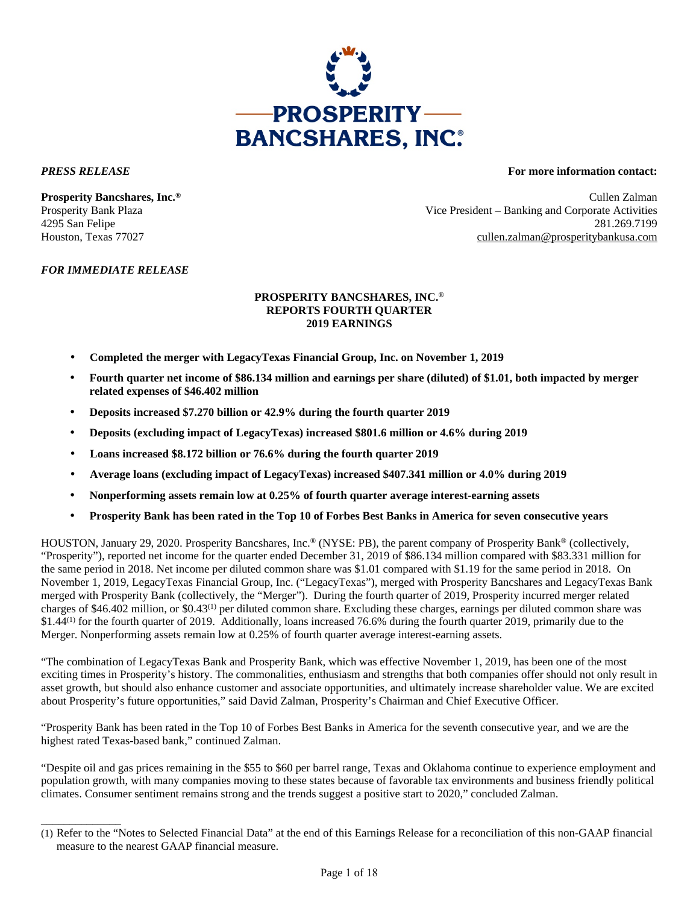*PRESS RELEASE* **For more information contact:**

**Prosperity Bancshares, Inc.®**
Prosperity Bank Plaza
4295 San Felipe
Houston, Texas 77027

Cullen Zalman
Vice President – Banking and Corporate Activities
281.269.7199
cullen.zalman@prosperitybankusa.com

*FOR IMMEDIATE RELEASE*

**PROSPERITY BANCSHARES, INC.®**
**REPORTS FOURTH QUARTER**
**2019 EARNINGS**

- **Completed the merger with LegacyTexas Financial Group, Inc. on November 1, 2019**
- **Fourth quarter net income of $86.134 million and earnings per share (diluted) of $1.01, both impacted by merger related expenses of $46.402 million**
- **Deposits increased $7.270 billion or 42.9% during the fourth quarter 2019**
- **Deposits (excluding impact of LegacyTexas) increased $801.6 million or 4.6% during 2019**
- **Loans increased $8.172 billion or 76.6% during the fourth quarter 2019**
- **Average loans (excluding impact of LegacyTexas) increased $407.341 million or 4.0% during 2019**
- **Nonperforming assets remain low at 0.25% of fourth quarter average interest-earning assets**
- **Prosperity Bank has been rated in the Top 10 of Forbes Best Banks in America for seven consecutive years**

HOUSTON, January 29, 2020. Prosperity Bancshares, Inc.® (NYSE: PB), the parent company of Prosperity Bank® (collectively, "Prosperity"), reported net income for the quarter ended December 31, 2019 of $86.134 million compared with $83.331 million for the same period in 2018. Net income per diluted common share was $1.01 compared with $1.19 for the same period in 2018. On November 1, 2019, LegacyTexas Financial Group, Inc. ("LegacyTexas"), merged with Prosperity Bancshares and LegacyTexas Bank merged with Prosperity Bank (collectively, the "Merger"). During the fourth quarter of 2019, Prosperity incurred merger related charges of $46.402 million, or $0.43[(1)] per diluted common share. Excluding these charges, earnings per diluted common share was $1.44[(1)] for the fourth quarter of 2019. Additionally, loans increased 76.6% during the fourth quarter 2019, primarily due to the Merger. Nonperforming assets remain low at 0.25% of fourth quarter average interest-earning assets.

"The combination of LegacyTexas Bank and Prosperity Bank, which was effective November 1, 2019, has been one of the most exciting times in Prosperity's history. The commonalities, enthusiasm and strengths that both companies offer should not only result in asset growth, but should also enhance customer and associate opportunities, and ultimately increase shareholder value. We are excited about Prosperity's future opportunities," said David Zalman, Prosperity's Chairman and Chief Executive Officer.

"Prosperity Bank has been rated in the Top 10 of Forbes Best Banks in America for the seventh consecutive year, and we are the highest rated Texas-based bank," continued Zalman.

"Despite oil and gas prices remaining in the $55 to $60 per barrel range, Texas and Oklahoma continue to experience employment and population growth, with many companies moving to these states because of favorable tax environments and business friendly political climates. Consumer sentiment remains strong and the trends suggest a positive start to 2020," concluded Zalman.

______________

(1) Refer to the "Notes to Selected Financial Data" at the end of this Earnings Release for a reconciliation of this non-GAAP financial measure to the nearest GAAP financial measure.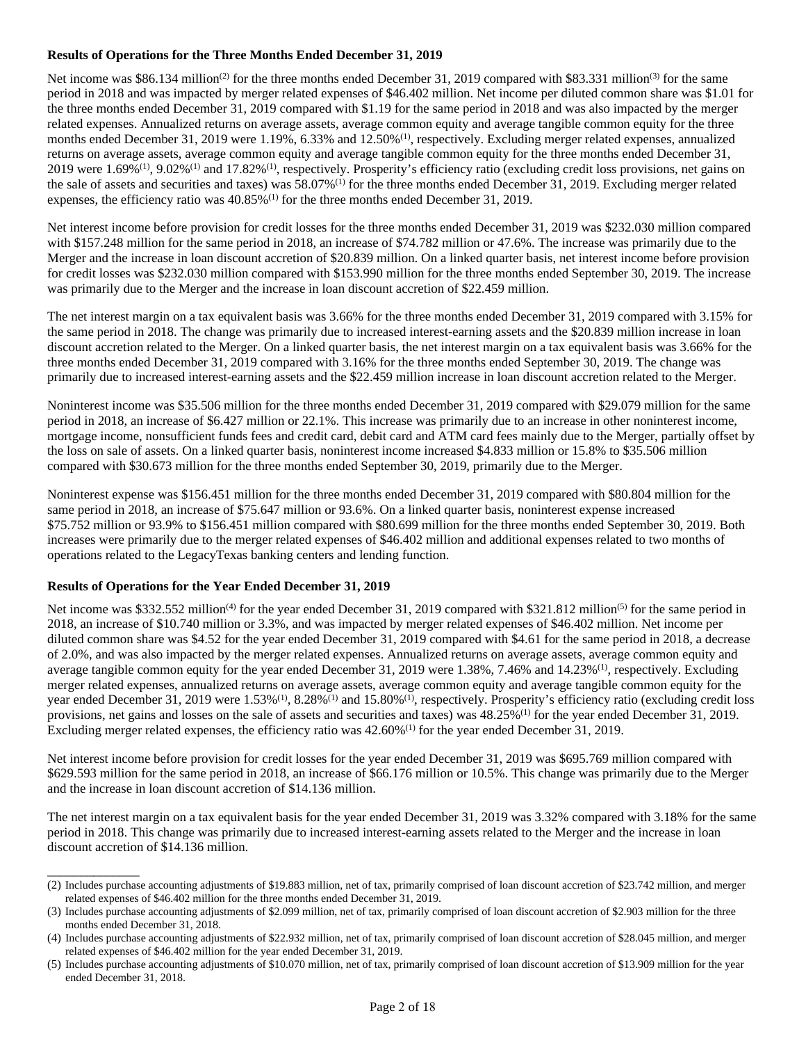**Results of Operations for the Three Months Ended December 31, 2019**

Net income was $86.134 million[(2)] for the three months ended December 31, 2019 compared with $83.331 million[(3)] for the same period in 2018 and was impacted by merger related expenses of $46.402 million. Net income per diluted common share was $1.01 for the three months ended December 31, 2019 compared with $1.19 for the same period in 2018 and was also impacted by the merger related expenses. Annualized returns on average assets, average common equity and average tangible common equity for the three months ended December 31, 2019 were 1.19%, 6.33% and 12.50%[(1)], respectively. Excluding merger related expenses, annualized returns on average assets, average common equity and average tangible common equity for the three months ended December 31, 2019 were 1.69%[(1)], 9.02%[(1)] and 17.82%[(1)], respectively. Prosperity's efficiency ratio (excluding credit loss provisions, net gains on the sale of assets and securities and taxes) was 58.07%[(1)] for the three months ended December 31, 2019. Excluding merger related expenses, the efficiency ratio was 40.85%[(1)] for the three months ended December 31, 2019.

Net interest income before provision for credit losses for the three months ended December 31, 2019 was $232.030 million compared with $157.248 million for the same period in 2018, an increase of $74.782 million or 47.6%. The increase was primarily due to the Merger and the increase in loan discount accretion of $20.839 million. On a linked quarter basis, net interest income before provision for credit losses was $232.030 million compared with $153.990 million for the three months ended September 30, 2019. The increase was primarily due to the Merger and the increase in loan discount accretion of $22.459 million.

The net interest margin on a tax equivalent basis was 3.66% for the three months ended December 31, 2019 compared with 3.15% for the same period in 2018. The change was primarily due to increased interest-earning assets and the $20.839 million increase in loan discount accretion related to the Merger. On a linked quarter basis, the net interest margin on a tax equivalent basis was 3.66% for the three months ended December 31, 2019 compared with 3.16% for the three months ended September 30, 2019. The change was primarily due to increased interest-earning assets and the $22.459 million increase in loan discount accretion related to the Merger.

Noninterest income was $35.506 million for the three months ended December 31, 2019 compared with $29.079 million for the same period in 2018, an increase of $6.427 million or 22.1%. This increase was primarily due to an increase in other noninterest income, mortgage income, nonsufficient funds fees and credit card, debit card and ATM card fees mainly due to the Merger, partially offset by the loss on sale of assets. On a linked quarter basis, noninterest income increased $4.833 million or 15.8% to $35.506 million compared with $30.673 million for the three months ended September 30, 2019, primarily due to the Merger.

Noninterest expense was $156.451 million for the three months ended December 31, 2019 compared with $80.804 million for the same period in 2018, an increase of $75.647 million or 93.6%. On a linked quarter basis, noninterest expense increased $75.752 million or 93.9% to $156.451 million compared with $80.699 million for the three months ended September 30, 2019. Both increases were primarily due to the merger related expenses of $46.402 million and additional expenses related to two months of operations related to the LegacyTexas banking centers and lending function.

**Results of Operations for the Year Ended December 31, 2019**

Net income was $332.552 million[(4)] for the year ended December 31, 2019 compared with $321.812 million[(5)] for the same period in 2018, an increase of $10.740 million or 3.3%, and was impacted by merger related expenses of $46.402 million. Net income per diluted common share was $4.52 for the year ended December 31, 2019 compared with $4.61 for the same period in 2018, a decrease of 2.0%, and was also impacted by the merger related expenses. Annualized returns on average assets, average common equity and average tangible common equity for the year ended December 31, 2019 were 1.38%, 7.46% and 14.23%[(1)], respectively. Excluding merger related expenses, annualized returns on average assets, average common equity and average tangible common equity for the year ended December 31, 2019 were 1.53%[(1)], 8.28%[(1)] and 15.80%[(1)], respectively. Prosperity's efficiency ratio (excluding credit loss provisions, net gains and losses on the sale of assets and securities and taxes) was 48.25%[(1)] for the year ended December 31, 2019. Excluding merger related expenses, the efficiency ratio was 42.60%[(1)] for the year ended December 31, 2019.

Net interest income before provision for credit losses for the year ended December 31, 2019 was $695.769 million compared with $629.593 million for the same period in 2018, an increase of $66.176 million or 10.5%. This change was primarily due to the Merger and the increase in loan discount accretion of $14.136 million.

The net interest margin on a tax equivalent basis for the year ended December 31, 2019 was 3.32% compared with 3.18% for the same period in 2018. This change was primarily due to increased interest-earning assets related to the Merger and the increase in loan discount accretion of $14.136 million.

---

(2) Includes purchase accounting adjustments of $19.883 million, net of tax, primarily comprised of loan discount accretion of $23.742 million, and merger related expenses of $46.402 million for the three months ended December 31, 2019.

(3) Includes purchase accounting adjustments of $2.099 million, net of tax, primarily comprised of loan discount accretion of $2.903 million for the three months ended December 31, 2018.

(4) Includes purchase accounting adjustments of $22.932 million, net of tax, primarily comprised of loan discount accretion of $28.045 million, and merger related expenses of $46.402 million for the year ended December 31, 2019.

(5) Includes purchase accounting adjustments of $10.070 million, net of tax, primarily comprised of loan discount accretion of $13.909 million for the year ended December 31, 2018.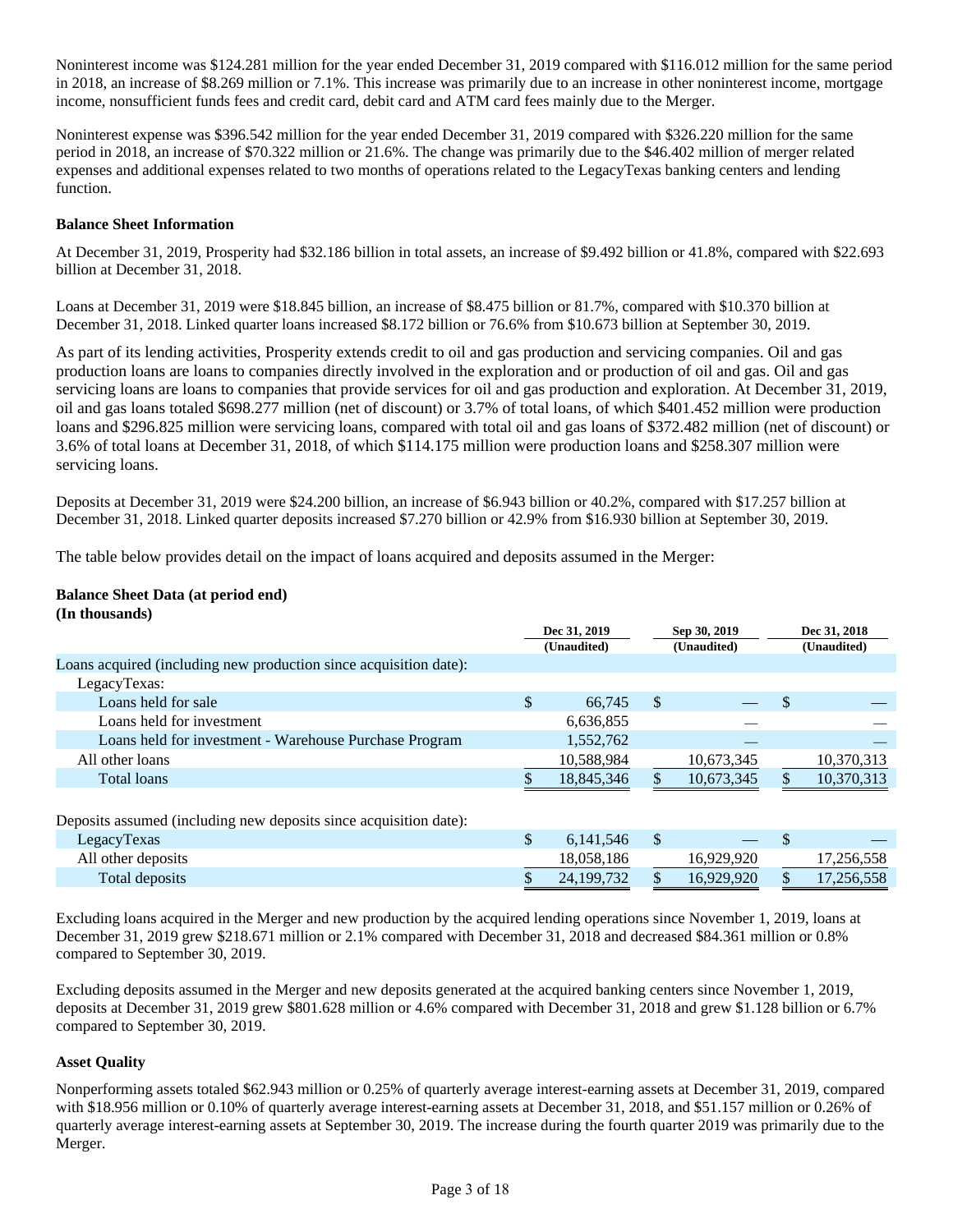Noninterest income was $124.281 million for the year ended December 31, 2019 compared with $116.012 million for the same period in 2018, an increase of $8.269 million or 7.1%. This increase was primarily due to an increase in other noninterest income, mortgage income, nonsufficient funds fees and credit card, debit card and ATM card fees mainly due to the Merger.

Noninterest expense was $396.542 million for the year ended December 31, 2019 compared with $326.220 million for the same period in 2018, an increase of $70.322 million or 21.6%. The change was primarily due to the $46.402 million of merger related expenses and additional expenses related to two months of operations related to the LegacyTexas banking centers and lending function.

**Balance Sheet Information**

At December 31, 2019, Prosperity had $32.186 billion in total assets, an increase of $9.492 billion or 41.8%, compared with $22.693 billion at December 31, 2018.

Loans at December 31, 2019 were $18.845 billion, an increase of $8.475 billion or 81.7%, compared with $10.370 billion at December 31, 2018. Linked quarter loans increased $8.172 billion or 76.6% from $10.673 billion at September 30, 2019.

As part of its lending activities, Prosperity extends credit to oil and gas production and servicing companies. Oil and gas production loans are loans to companies directly involved in the exploration and or production of oil and gas. Oil and gas servicing loans are loans to companies that provide services for oil and gas production and exploration. At December 31, 2019, oil and gas loans totaled $698.277 million (net of discount) or 3.7% of total loans, of which $401.452 million were production loans and $296.825 million were servicing loans, compared with total oil and gas loans of $372.482 million (net of discount) or 3.6% of total loans at December 31, 2018, of which $114.175 million were production loans and $258.307 million were servicing loans.

Deposits at December 31, 2019 were $24.200 billion, an increase of $6.943 billion or 40.2%, compared with $17.257 billion at December 31, 2018. Linked quarter deposits increased $7.270 billion or 42.9% from $16.930 billion at September 30, 2019.

The table below provides detail on the impact of loans acquired and deposits assumed in the Merger:

**Balance Sheet Data (at period end)**
**(In thousands)**

| | Dec 31, 2019 (Unaudited) | Sep 30, 2019 (Unaudited) | Dec 31, 2018 (Unaudited) |
|---|---|---|---|
| Loans acquired (including new production since acquisition date): | | | |
| LegacyTexas: | | | |
| Loans held for sale | $ 66,745 | $ — | $ — |
| Loans held for investment | 6,636,855 | — | — |
| Loans held for investment - Warehouse Purchase Program | 1,552,762 | — | — |
| All other loans | 10,588,984 | 10,673,345 | 10,370,313 |
| Total loans | $ 18,845,346 | $ 10,673,345 | $ 10,370,313 |
| | | | |
| Deposits assumed (including new deposits since acquisition date): | | | |
| LegacyTexas | $ 6,141,546 | $ — | $ — |
| All other deposits | 18,058,186 | 16,929,920 | 17,256,558 |
| Total deposits | $ 24,199,732 | $ 16,929,920 | $ 17,256,558 |

Excluding loans acquired in the Merger and new production by the acquired lending operations since November 1, 2019, loans at December 31, 2019 grew $218.671 million or 2.1% compared with December 31, 2018 and decreased $84.361 million or 0.8% compared to September 30, 2019.

Excluding deposits assumed in the Merger and new deposits generated at the acquired banking centers since November 1, 2019, deposits at December 31, 2019 grew $801.628 million or 4.6% compared with December 31, 2018 and grew $1.128 billion or 6.7% compared to September 30, 2019.

**Asset Quality**

Nonperforming assets totaled $62.943 million or 0.25% of quarterly average interest-earning assets at December 31, 2019, compared with $18.956 million or 0.10% of quarterly average interest-earning assets at December 31, 2018, and $51.157 million or 0.26% of quarterly average interest-earning assets at September 30, 2019. The increase during the fourth quarter 2019 was primarily due to the Merger.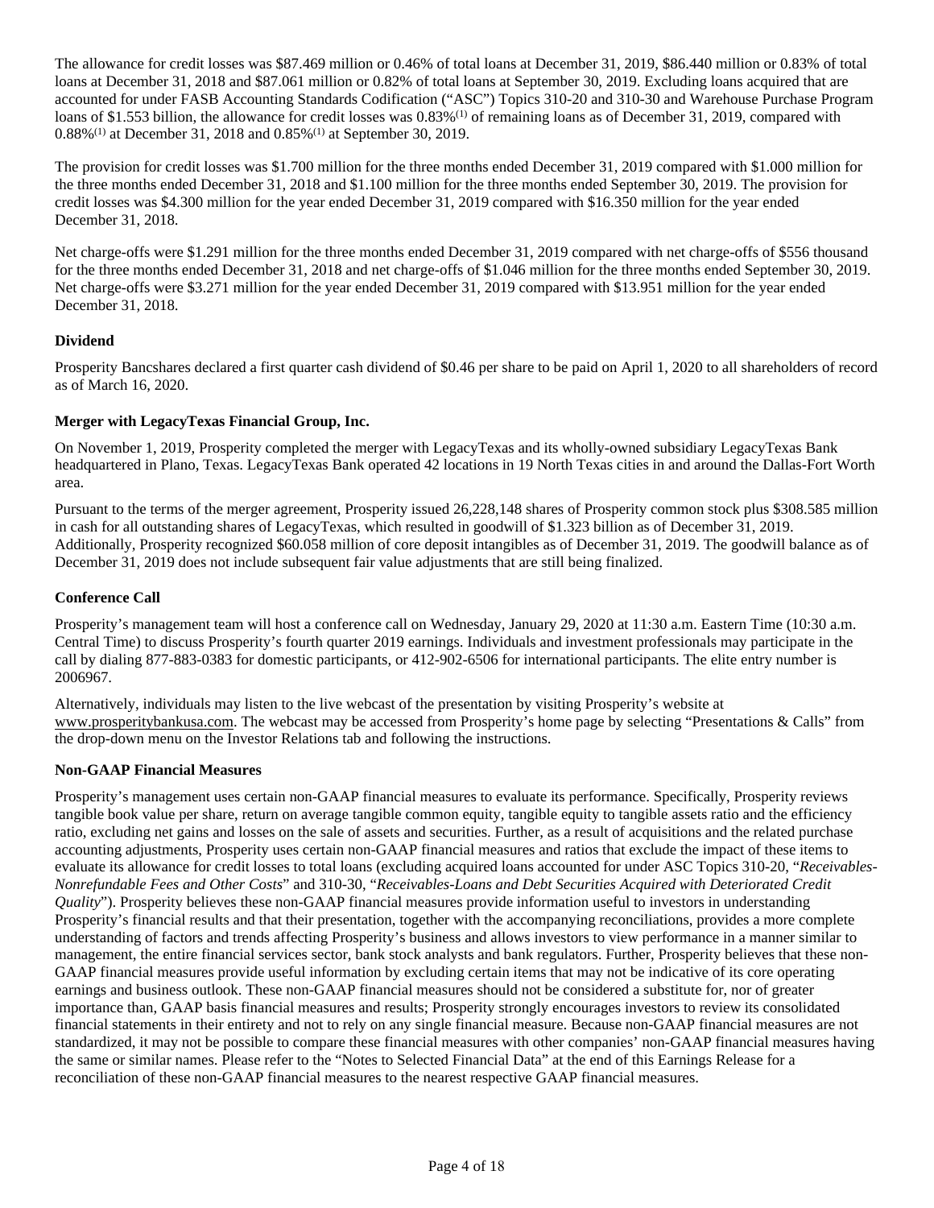The allowance for credit losses was $87.469 million or 0.46% of total loans at December 31, 2019, $86.440 million or 0.83% of total loans at December 31, 2018 and $87.061 million or 0.82% of total loans at September 30, 2019. Excluding loans acquired that are accounted for under FASB Accounting Standards Codification ("ASC") Topics 310-20 and 310-30 and Warehouse Purchase Program loans of $1.553 billion, the allowance for credit losses was 0.83%(1) of remaining loans as of December 31, 2019, compared with 0.88%(1) at December 31, 2018 and 0.85%(1) at September 30, 2019.

The provision for credit losses was $1.700 million for the three months ended December 31, 2019 compared with $1.000 million for the three months ended December 31, 2018 and $1.100 million for the three months ended September 30, 2019. The provision for credit losses was $4.300 million for the year ended December 31, 2019 compared with $16.350 million for the year ended December 31, 2018.

Net charge-offs were $1.291 million for the three months ended December 31, 2019 compared with net charge-offs of $556 thousand for the three months ended December 31, 2018 and net charge-offs of $1.046 million for the three months ended September 30, 2019. Net charge-offs were $3.271 million for the year ended December 31, 2019 compared with $13.951 million for the year ended December 31, 2018.

**Dividend**

Prosperity Bancshares declared a first quarter cash dividend of $0.46 per share to be paid on April 1, 2020 to all shareholders of record as of March 16, 2020.

**Merger with LegacyTexas Financial Group, Inc.**

On November 1, 2019, Prosperity completed the merger with LegacyTexas and its wholly-owned subsidiary LegacyTexas Bank headquartered in Plano, Texas. LegacyTexas Bank operated 42 locations in 19 North Texas cities in and around the Dallas-Fort Worth area.

Pursuant to the terms of the merger agreement, Prosperity issued 26,228,148 shares of Prosperity common stock plus $308.585 million in cash for all outstanding shares of LegacyTexas, which resulted in goodwill of $1.323 billion as of December 31, 2019. Additionally, Prosperity recognized $60.058 million of core deposit intangibles as of December 31, 2019. The goodwill balance as of December 31, 2019 does not include subsequent fair value adjustments that are still being finalized.

**Conference Call**

Prosperity's management team will host a conference call on Wednesday, January 29, 2020 at 11:30 a.m. Eastern Time (10:30 a.m. Central Time) to discuss Prosperity's fourth quarter 2019 earnings. Individuals and investment professionals may participate in the call by dialing 877-883-0383 for domestic participants, or 412-902-6506 for international participants. The elite entry number is 2006967.

Alternatively, individuals may listen to the live webcast of the presentation by visiting Prosperity's website at www.prosperitybankusa.com. The webcast may be accessed from Prosperity's home page by selecting "Presentations & Calls" from the drop-down menu on the Investor Relations tab and following the instructions.

**Non-GAAP Financial Measures**

Prosperity's management uses certain non-GAAP financial measures to evaluate its performance. Specifically, Prosperity reviews tangible book value per share, return on average tangible common equity, tangible equity to tangible assets ratio and the efficiency ratio, excluding net gains and losses on the sale of assets and securities. Further, as a result of acquisitions and the related purchase accounting adjustments, Prosperity uses certain non-GAAP financial measures and ratios that exclude the impact of these items to evaluate its allowance for credit losses to total loans (excluding acquired loans accounted for under ASC Topics 310-20, "*Receivables-Nonrefundable Fees and Other Costs*" and 310-30, "*Receivables-Loans and Debt Securities Acquired with Deteriorated Credit Quality*"). Prosperity believes these non-GAAP financial measures provide information useful to investors in understanding Prosperity's financial results and that their presentation, together with the accompanying reconciliations, provides a more complete understanding of factors and trends affecting Prosperity's business and allows investors to view performance in a manner similar to management, the entire financial services sector, bank stock analysts and bank regulators. Further, Prosperity believes that these non-GAAP financial measures provide useful information by excluding certain items that may not be indicative of its core operating earnings and business outlook. These non-GAAP financial measures should not be considered a substitute for, nor of greater importance than, GAAP basis financial measures and results; Prosperity strongly encourages investors to review its consolidated financial statements in their entirety and not to rely on any single financial measure. Because non-GAAP financial measures are not standardized, it may not be possible to compare these financial measures with other companies' non-GAAP financial measures having the same or similar names. Please refer to the "Notes to Selected Financial Data" at the end of this Earnings Release for a reconciliation of these non-GAAP financial measures to the nearest respective GAAP financial measures.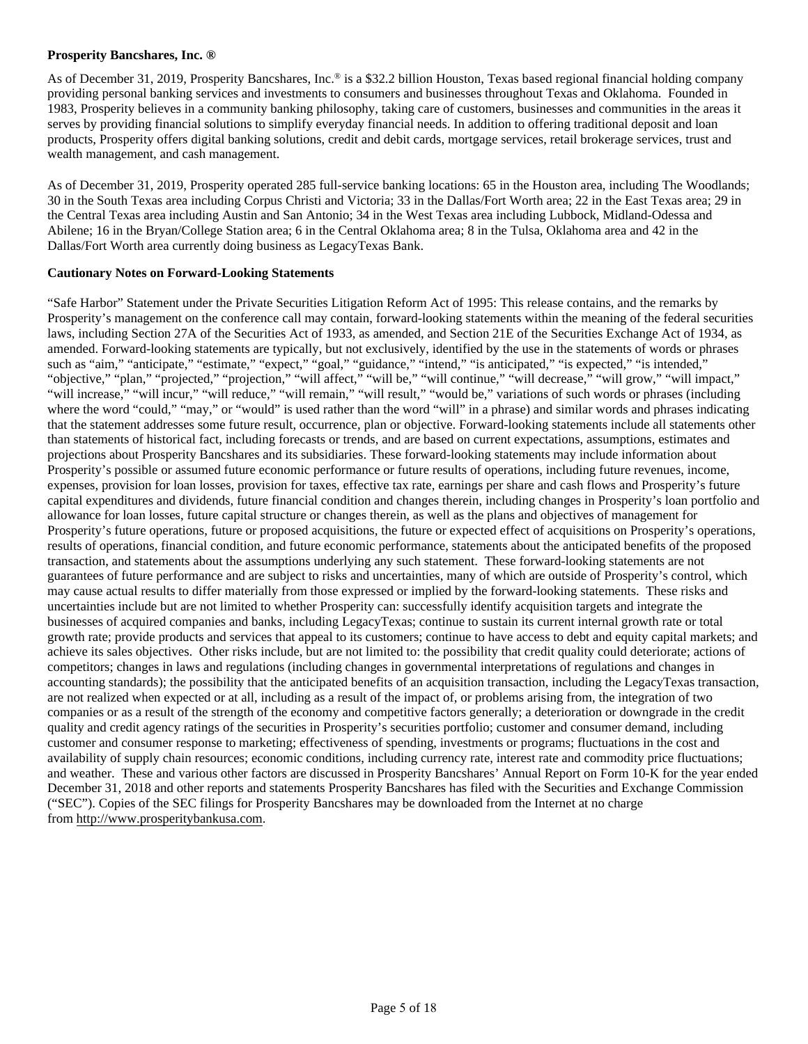**Prosperity Bancshares, Inc. ®**

As of December 31, 2019, Prosperity Bancshares, Inc.® is a $32.2 billion Houston, Texas based regional financial holding company providing personal banking services and investments to consumers and businesses throughout Texas and Oklahoma. Founded in 1983, Prosperity believes in a community banking philosophy, taking care of customers, businesses and communities in the areas it serves by providing financial solutions to simplify everyday financial needs. In addition to offering traditional deposit and loan products, Prosperity offers digital banking solutions, credit and debit cards, mortgage services, retail brokerage services, trust and wealth management, and cash management.

As of December 31, 2019, Prosperity operated 285 full-service banking locations: 65 in the Houston area, including The Woodlands; 30 in the South Texas area including Corpus Christi and Victoria; 33 in the Dallas/Fort Worth area; 22 in the East Texas area; 29 in the Central Texas area including Austin and San Antonio; 34 in the West Texas area including Lubbock, Midland-Odessa and Abilene; 16 in the Bryan/College Station area; 6 in the Central Oklahoma area; 8 in the Tulsa, Oklahoma area and 42 in the Dallas/Fort Worth area currently doing business as LegacyTexas Bank.

**Cautionary Notes on Forward-Looking Statements**

"Safe Harbor" Statement under the Private Securities Litigation Reform Act of 1995: This release contains, and the remarks by Prosperity's management on the conference call may contain, forward-looking statements within the meaning of the federal securities laws, including Section 27A of the Securities Act of 1933, as amended, and Section 21E of the Securities Exchange Act of 1934, as amended. Forward-looking statements are typically, but not exclusively, identified by the use in the statements of words or phrases such as "aim," "anticipate," "estimate," "expect," "goal," "guidance," "intend," "is anticipated," "is expected," "is intended," "objective," "plan," "projected," "projection," "will affect," "will be," "will continue," "will decrease," "will grow," "will impact," "will increase," "will incur," "will reduce," "will remain," "will result," "would be," variations of such words or phrases (including where the word "could," "may," or "would" is used rather than the word "will" in a phrase) and similar words and phrases indicating that the statement addresses some future result, occurrence, plan or objective. Forward-looking statements include all statements other than statements of historical fact, including forecasts or trends, and are based on current expectations, assumptions, estimates and projections about Prosperity Bancshares and its subsidiaries. These forward-looking statements may include information about Prosperity's possible or assumed future economic performance or future results of operations, including future revenues, income, expenses, provision for loan losses, provision for taxes, effective tax rate, earnings per share and cash flows and Prosperity's future capital expenditures and dividends, future financial condition and changes therein, including changes in Prosperity's loan portfolio and allowance for loan losses, future capital structure or changes therein, as well as the plans and objectives of management for Prosperity's future operations, future or proposed acquisitions, the future or expected effect of acquisitions on Prosperity's operations, results of operations, financial condition, and future economic performance, statements about the anticipated benefits of the proposed transaction, and statements about the assumptions underlying any such statement. These forward-looking statements are not guarantees of future performance and are subject to risks and uncertainties, many of which are outside of Prosperity's control, which may cause actual results to differ materially from those expressed or implied by the forward-looking statements. These risks and uncertainties include but are not limited to whether Prosperity can: successfully identify acquisition targets and integrate the businesses of acquired companies and banks, including LegacyTexas; continue to sustain its current internal growth rate or total growth rate; provide products and services that appeal to its customers; continue to have access to debt and equity capital markets; and achieve its sales objectives. Other risks include, but are not limited to: the possibility that credit quality could deteriorate; actions of competitors; changes in laws and regulations (including changes in governmental interpretations of regulations and changes in accounting standards); the possibility that the anticipated benefits of an acquisition transaction, including the LegacyTexas transaction, are not realized when expected or at all, including as a result of the impact of, or problems arising from, the integration of two companies or as a result of the strength of the economy and competitive factors generally; a deterioration or downgrade in the credit quality and credit agency ratings of the securities in Prosperity's securities portfolio; customer and consumer demand, including customer and consumer response to marketing; effectiveness of spending, investments or programs; fluctuations in the cost and availability of supply chain resources; economic conditions, including currency rate, interest rate and commodity price fluctuations; and weather. These and various other factors are discussed in Prosperity Bancshares' Annual Report on Form 10-K for the year ended December 31, 2018 and other reports and statements Prosperity Bancshares has filed with the Securities and Exchange Commission ("SEC"). Copies of the SEC filings for Prosperity Bancshares may be downloaded from the Internet at no charge from http://www.prosperitybankusa.com.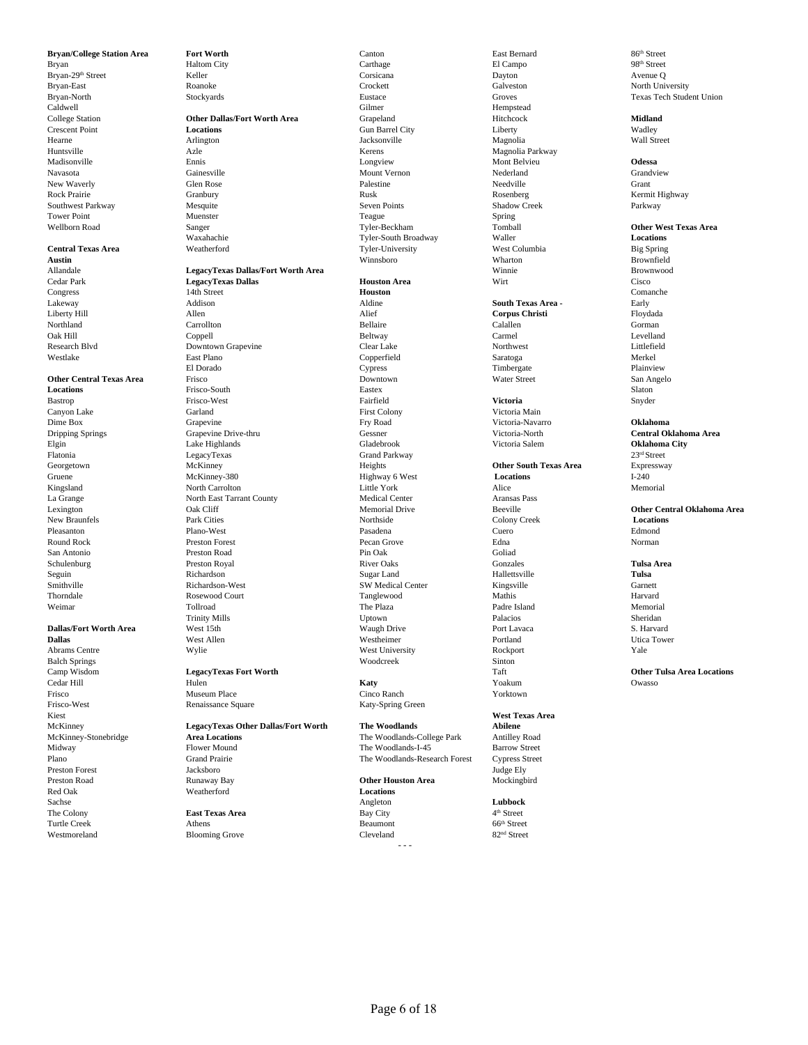**Bryan/College Station Area**
Bryan
Bryan-29th Street
Bryan-East
Bryan-North
Caldwell
College Station
Crescent Point
Hearne
Huntsville
Madisonville
Navasota
New Waverly
Rock Prairie
Southwest Parkway
Tower Point
Wellborn Road

**Central Texas Area**
**Austin**
Allandale
Cedar Park
Congress
Lakeway
Liberty Hill
Northland
Oak Hill
Research Blvd
Westlake

**Other Central Texas Area Locations**
Bastrop
Canyon Lake
Dime Box
Dripping Springs
Elgin
Flatonia
Georgetown
Gruene
Kingsland
La Grange
Lexington
New Braunfels
Pleasanton
Round Rock
San Antonio
Schulenburg
Seguin
Smithville
Thorndale
Weimar

**Dallas/Fort Worth Area**
**Dallas**
Abrams Centre
Balch Springs
Camp Wisdom
Cedar Hill
Frisco
Frisco-West
Kiest
McKinney
McKinney-Stonebridge
Midway
Plano
Preston Forest
Preston Road
Red Oak
Sachse
The Colony
Turtle Creek
Westmoreland

**Fort Worth**
Haltom City
Keller
Roanoke
Stockyards

**Other Dallas/Fort Worth Area Locations**
Arlington
Azle
Ennis
Gainesville
Glen Rose
Granbury
Mesquite
Muenster
Sanger
Waxahachie
Weatherford

**LegacyTexas Dallas/Fort Worth Area**
**LegacyTexas Dallas**
14th Street
Addison
Allen
Carrollton
Coppell
Downtown Grapevine
East Plano
El Dorado
Frisco
Frisco-South
Frisco-West
Garland
Grapevine
Grapevine Drive-thru
Lake Highlands
LegacyTexas
McKinney
McKinney-380
North Carrolton
North East Tarrant County
Oak Cliff
Park Cities
Plano-West
Preston Forest
Preston Road
Preston Royal
Richardson
Richardson-West
Rosewood Court
Tollroad
Trinity Mills
West 15th
West Allen
Wylie

**LegacyTexas Fort Worth**
Hulen
Museum Place
Renaissance Square

**LegacyTexas Other Dallas/Fort Worth Area Locations**
Flower Mound
Grand Prairie
Jacksboro
Runaway Bay
Weatherford

**East Texas Area**
Athens
Blooming Grove
Canton
Carthage
Corsicana
Crockett
Eustace
Gilmer
Grapeland
Gun Barrel City
Jacksonville
Kerens
Longview
Mount Vernon
Palestine
Rusk
Seven Points
Teague
Tyler-Beckham
Tyler-South Broadway
Tyler-University
Winnsboro

**Houston Area**
**Houston**
Aldine
Alief
Bellaire
Beltway
Clear Lake
Copperfield
Cypress
Downtown
Eastex
Fairfield
First Colony
Fry Road
Gessner
Gladebrook
Grand Parkway
Heights
Highway 6 West
Little York
Medical Center
Memorial Drive
Northside
Pasadena
Pecan Grove
Pin Oak
River Oaks
Sugar Land
SW Medical Center
Tanglewood
The Plaza
Uptown
Waugh Drive
Westheimer
West University
Woodcreek

**Katy**
Cinco Ranch
Katy-Spring Green

**The Woodlands**
The Woodlands-College Park
The Woodlands-I-45
The Woodlands-Research Forest

**Other Houston Area Locations**
Angleton
Bay City
Beaumont
Cleveland
East Bernard
El Campo
Dayton
Galveston
Groves
Hempstead
Hitchcock
Liberty
Magnolia
Magnolia Parkway
Mont Belvieu
Nederland
Needville
Rosenberg
Shadow Creek
Spring
Tomball
Waller
West Columbia
Wharton
Winnie
Wirt

**South Texas Area - Corpus Christi**
Calallen
Carmel
Northwest
Saratoga
Timbergate
Water Street

**Victoria**
Victoria Main
Victoria-Navarro
Victoria-North
Victoria Salem

**Other South Texas Area Locations**
Alice
Aransas Pass
Beeville
Colony Creek
Cuero
Edna
Goliad
Gonzales
Hallettsville
Kingsville
Mathis
Padre Island
Palacios
Port Lavaca
Portland
Rockport
Sinton
Taft
Yoakum
Yorktown

**West Texas Area**
**Abilene**
Antilley Road
Barrow Street
Cypress Street
Judge Ely
Mockingbird

**Lubbock**
4th Street
66th Street
82nd Street
86th Street
98th Street
Avenue Q
North University
Texas Tech Student Union

**Midland**
Wadley
Wall Street

**Odessa**
Grandview
Grant
Kermit Highway
Parkway

**Other West Texas Area Locations**
Big Spring
Brownfield
Brownwood
Cisco
Comanche
Early
Floydada
Gorman
Levelland
Littlefield
Merkel
Plainview
San Angelo
Slaton
Snyder

**Oklahoma**
**Central Oklahoma Area**
**Oklahoma City**
23rd Street
Expressway
I-240
Memorial

**Other Central Oklahoma Area Locations**
Edmond
Norman

**Tulsa Area**
**Tulsa**
Garnett
Harvard
Memorial
Sheridan
S. Harvard
Utica Tower
Yale

**Other Tulsa Area Locations**
Owasso

- - -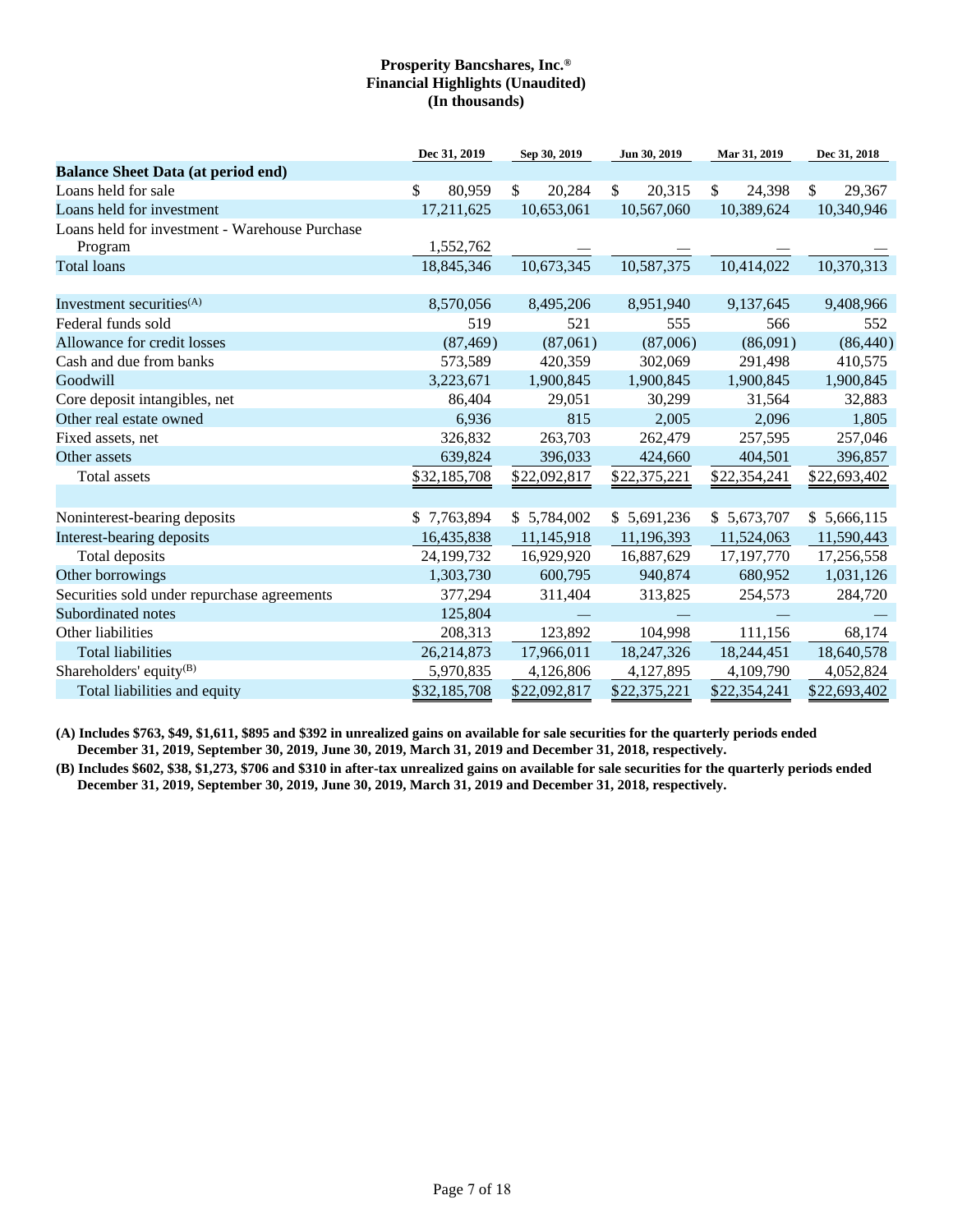# Prosperity Bancshares, Inc.®
## Financial Highlights (Unaudited)
### (In thousands)

| | Dec 31, 2019 | Sep 30, 2019 | Jun 30, 2019 | Mar 31, 2019 | Dec 31, 2018 |
|---|---|---|---|---|---|
| **Balance Sheet Data (at period end)** | | | | | |
| Loans held for sale | $ 80,959 | $ 20,284 | $ 20,315 | $ 24,398 | $ 29,367 |
| Loans held for investment | 17,211,625 | 10,653,061 | 10,567,060 | 10,389,624 | 10,340,946 |
| Loans held for investment - Warehouse Purchase Program | 1,552,762 | — | — | — | — |
| Total loans | 18,845,346 | 10,673,345 | 10,587,375 | 10,414,022 | 10,370,313 |
| | | | | | |
| Investment securities(A) | 8,570,056 | 8,495,206 | 8,951,940 | 9,137,645 | 9,408,966 |
| Federal funds sold | 519 | 521 | 555 | 566 | 552 |
| Allowance for credit losses | (87,469) | (87,061) | (87,006) | (86,091) | (86,440) |
| Cash and due from banks | 573,589 | 420,359 | 302,069 | 291,498 | 410,575 |
| Goodwill | 3,223,671 | 1,900,845 | 1,900,845 | 1,900,845 | 1,900,845 |
| Core deposit intangibles, net | 86,404 | 29,051 | 30,299 | 31,564 | 32,883 |
| Other real estate owned | 6,936 | 815 | 2,005 | 2,096 | 1,805 |
| Fixed assets, net | 326,832 | 263,703 | 262,479 | 257,595 | 257,046 |
| Other assets | 639,824 | 396,033 | 424,660 | 404,501 | 396,857 |
| Total assets | $32,185,708 | $22,092,817 | $22,375,221 | $22,354,241 | $22,693,402 |
| | | | | | |
| Noninterest-bearing deposits | $ 7,763,894 | $ 5,784,002 | $ 5,691,236 | $ 5,673,707 | $ 5,666,115 |
| Interest-bearing deposits | 16,435,838 | 11,145,918 | 11,196,393 | 11,524,063 | 11,590,443 |
| Total deposits | 24,199,732 | 16,929,920 | 16,887,629 | 17,197,770 | 17,256,558 |
| Other borrowings | 1,303,730 | 600,795 | 940,874 | 680,952 | 1,031,126 |
| Securities sold under repurchase agreements | 377,294 | 311,404 | 313,825 | 254,573 | 284,720 |
| Subordinated notes | 125,804 | — | — | — | — |
| Other liabilities | 208,313 | 123,892 | 104,998 | 111,156 | 68,174 |
| Total liabilities | 26,214,873 | 17,966,011 | 18,247,326 | 18,244,451 | 18,640,578 |
| Shareholders' equity(B) | 5,970,835 | 4,126,806 | 4,127,895 | 4,109,790 | 4,052,824 |
| Total liabilities and equity | $32,185,708 | $22,092,817 | $22,375,221 | $22,354,241 | $22,693,402 |

**(A) Includes $763, $49, $1,611, $895 and $392 in unrealized gains on available for sale securities for the quarterly periods ended December 31, 2019, September 30, 2019, June 30, 2019, March 31, 2019 and December 31, 2018, respectively.**

**(B) Includes $602, $38, $1,273, $706 and $310 in after-tax unrealized gains on available for sale securities for the quarterly periods ended December 31, 2019, September 30, 2019, June 30, 2019, March 31, 2019 and December 31, 2018, respectively.**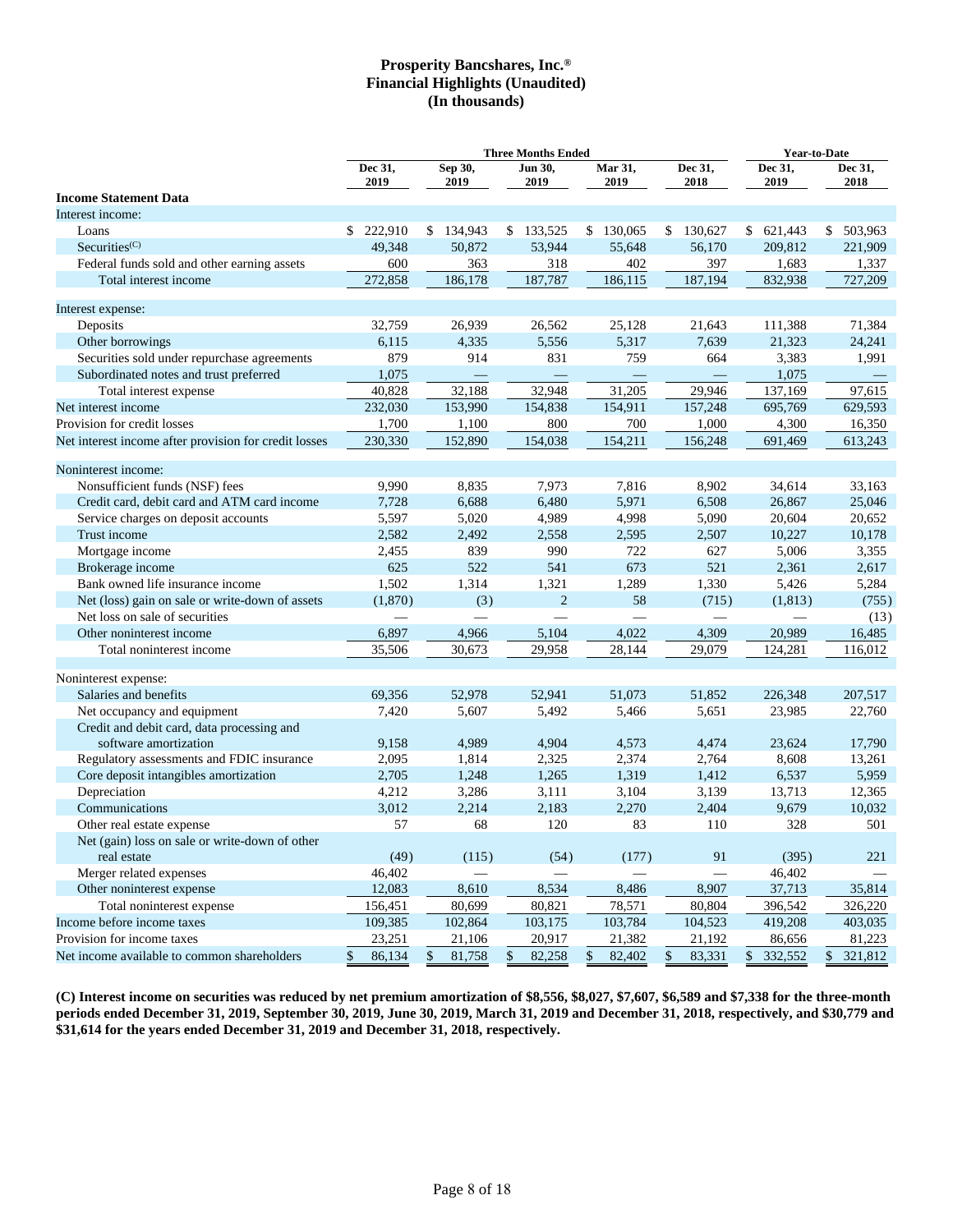# Prosperity Bancshares, Inc.®
## Financial Highlights (Unaudited)
## (In thousands)

| | Three Months Ended | | | | | Year-to-Date | |
|---|---|---|---|---|---|---|---|
| | Dec 31, 2019 | Sep 30, 2019 | Jun 30, 2019 | Mar 31, 2019 | Dec 31, 2018 | Dec 31, 2019 | Dec 31, 2018 |
| **Income Statement Data** | | | | | | | |
| Interest income: | | | | | | | |
| Loans | $ 222,910 | $ 134,943 | $ 133,525 | $ 130,065 | $ 130,627 | $ 621,443 | $ 503,963 |
| Securities(C) | 49,348 | 50,872 | 53,944 | 55,648 | 56,170 | 209,812 | 221,909 |
| Federal funds sold and other earning assets | 600 | 363 | 318 | 402 | 397 | 1,683 | 1,337 |
| Total interest income | 272,858 | 186,178 | 187,787 | 186,115 | 187,194 | 832,938 | 727,209 |
| Interest expense: | | | | | | | |
| Deposits | 32,759 | 26,939 | 26,562 | 25,128 | 21,643 | 111,388 | 71,384 |
| Other borrowings | 6,115 | 4,335 | 5,556 | 5,317 | 7,639 | 21,323 | 24,241 |
| Securities sold under repurchase agreements | 879 | 914 | 831 | 759 | 664 | 3,383 | 1,991 |
| Subordinated notes and trust preferred | 1,075 | — | — | — | — | 1,075 | — |
| Total interest expense | 40,828 | 32,188 | 32,948 | 31,205 | 29,946 | 137,169 | 97,615 |
| Net interest income | 232,030 | 153,990 | 154,838 | 154,911 | 157,248 | 695,769 | 629,593 |
| Provision for credit losses | 1,700 | 1,100 | 800 | 700 | 1,000 | 4,300 | 16,350 |
| Net interest income after provision for credit losses | 230,330 | 152,890 | 154,038 | 154,211 | 156,248 | 691,469 | 613,243 |
| Noninterest income: | | | | | | | |
| Nonsufficient funds (NSF) fees | 9,990 | 8,835 | 7,973 | 7,816 | 8,902 | 34,614 | 33,163 |
| Credit card, debit card and ATM card income | 7,728 | 6,688 | 6,480 | 5,971 | 6,508 | 26,867 | 25,046 |
| Service charges on deposit accounts | 5,597 | 5,020 | 4,989 | 4,998 | 5,090 | 20,604 | 20,652 |
| Trust income | 2,582 | 2,492 | 2,558 | 2,595 | 2,507 | 10,227 | 10,178 |
| Mortgage income | 2,455 | 839 | 990 | 722 | 627 | 5,006 | 3,355 |
| Brokerage income | 625 | 522 | 541 | 673 | 521 | 2,361 | 2,617 |
| Bank owned life insurance income | 1,502 | 1,314 | 1,321 | 1,289 | 1,330 | 5,426 | 5,284 |
| Net (loss) gain on sale or write-down of assets | (1,870) | (3) | 2 | 58 | (715) | (1,813) | (755) |
| Net loss on sale of securities | — | — | — | — | — | — | (13) |
| Other noninterest income | 6,897 | 4,966 | 5,104 | 4,022 | 4,309 | 20,989 | 16,485 |
| Total noninterest income | 35,506 | 30,673 | 29,958 | 28,144 | 29,079 | 124,281 | 116,012 |
| Noninterest expense: | | | | | | | |
| Salaries and benefits | 69,356 | 52,978 | 52,941 | 51,073 | 51,852 | 226,348 | 207,517 |
| Net occupancy and equipment | 7,420 | 5,607 | 5,492 | 5,466 | 5,651 | 23,985 | 22,760 |
| Credit and debit card, data processing and software amortization | 9,158 | 4,989 | 4,904 | 4,573 | 4,474 | 23,624 | 17,790 |
| Regulatory assessments and FDIC insurance | 2,095 | 1,814 | 2,325 | 2,374 | 2,764 | 8,608 | 13,261 |
| Core deposit intangibles amortization | 2,705 | 1,248 | 1,265 | 1,319 | 1,412 | 6,537 | 5,959 |
| Depreciation | 4,212 | 3,286 | 3,111 | 3,104 | 3,139 | 13,713 | 12,365 |
| Communications | 3,012 | 2,214 | 2,183 | 2,270 | 2,404 | 9,679 | 10,032 |
| Other real estate expense | 57 | 68 | 120 | 83 | 110 | 328 | 501 |
| Net (gain) loss on sale or write-down of other real estate | (49) | (115) | (54) | (177) | 91 | (395) | 221 |
| Merger related expenses | 46,402 | — | — | — | — | 46,402 | — |
| Other noninterest expense | 12,083 | 8,610 | 8,534 | 8,486 | 8,907 | 37,713 | 35,814 |
| Total noninterest expense | 156,451 | 80,699 | 80,821 | 78,571 | 80,804 | 396,542 | 326,220 |
| Income before income taxes | 109,385 | 102,864 | 103,175 | 103,784 | 104,523 | 419,208 | 403,035 |
| Provision for income taxes | 23,251 | 21,106 | 20,917 | 21,382 | 21,192 | 86,656 | 81,223 |
| Net income available to common shareholders | $ 86,134 | $ 81,758 | $ 82,258 | $ 82,402 | $ 83,331 | $ 332,552 | $ 321,812 |

**(C) Interest income on securities was reduced by net premium amortization of $8,556, $8,027, $7,607, $6,589 and $7,338 for the three-month periods ended December 31, 2019, September 30, 2019, June 30, 2019, March 31, 2019 and December 31, 2018, respectively, and $30,779 and $31,614 for the years ended December 31, 2019 and December 31, 2018, respectively.**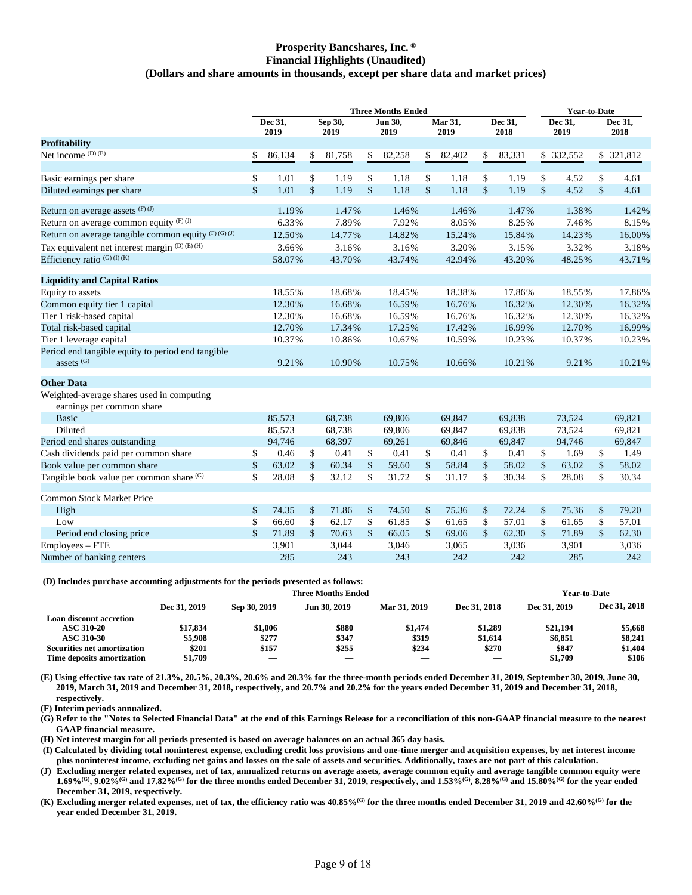# Prosperity Bancshares, Inc.®
## Financial Highlights (Unaudited)
### (Dollars and share amounts in thousands, except per share data and market prices)

| | Three Months Ended | | | | | Year-to-Date | |
|---|---|---|---|---|---|---|---|
| | Dec 31, 2019 | Sep 30, 2019 | Jun 30, 2019 | Mar 31, 2019 | Dec 31, 2018 | Dec 31, 2019 | Dec 31, 2018 |
| **Profitability** | | | | | | | |
| Net income (D) (E) | $ 86,134 | $ 81,758 | $ 82,258 | $ 82,402 | $ 83,331 | $ 332,552 | $ 321,812 |
| | | | | | | | |
| Basic earnings per share | $ 1.01 | $ 1.19 | $ 1.18 | $ 1.18 | $ 1.19 | $ 4.52 | $ 4.61 |
| Diluted earnings per share | $ 1.01 | $ 1.19 | $ 1.18 | $ 1.18 | $ 1.19 | $ 4.52 | $ 4.61 |
| | | | | | | | |
| Return on average assets (F) (J) | 1.19% | 1.47% | 1.46% | 1.46% | 1.47% | 1.38% | 1.42% |
| Return on average common equity (F) (J) | 6.33% | 7.89% | 7.92% | 8.05% | 8.25% | 7.46% | 8.15% |
| Return on average tangible common equity (F) (G) (J) | 12.50% | 14.77% | 14.82% | 15.24% | 15.84% | 14.23% | 16.00% |
| Tax equivalent net interest margin (D) (E) (H) | 3.66% | 3.16% | 3.16% | 3.20% | 3.15% | 3.32% | 3.18% |
| Efficiency ratio (G) (I) (K) | 58.07% | 43.70% | 43.74% | 42.94% | 43.20% | 48.25% | 43.71% |
| | | | | | | | |
| **Liquidity and Capital Ratios** | | | | | | | |
| Equity to assets | 18.55% | 18.68% | 18.45% | 18.38% | 17.86% | 18.55% | 17.86% |
| Common equity tier 1 capital | 12.30% | 16.68% | 16.59% | 16.76% | 16.32% | 12.30% | 16.32% |
| Tier 1 risk-based capital | 12.30% | 16.68% | 16.59% | 16.76% | 16.32% | 12.30% | 16.32% |
| Total risk-based capital | 12.70% | 17.34% | 17.25% | 17.42% | 16.99% | 12.70% | 16.99% |
| Tier 1 leverage capital | 10.37% | 10.86% | 10.67% | 10.59% | 10.23% | 10.37% | 10.23% |
| Period end tangible equity to period end tangible assets (G) | 9.21% | 10.90% | 10.75% | 10.66% | 10.21% | 9.21% | 10.21% |
| | | | | | | | |
| **Other Data** | | | | | | | |
| Weighted-average shares used in computing earnings per common share | | | | | | | |
| Basic | 85,573 | 68,738 | 69,806 | 69,847 | 69,838 | 73,524 | 69,821 |
| Diluted | 85,573 | 68,738 | 69,806 | 69,847 | 69,838 | 73,524 | 69,821 |
| Period end shares outstanding | 94,746 | 68,397 | 69,261 | 69,846 | 69,847 | 94,746 | 69,847 |
| Cash dividends paid per common share | $ 0.46 | $ 0.41 | $ 0.41 | $ 0.41 | $ 0.41 | $ 1.69 | $ 1.49 |
| Book value per common share | $ 63.02 | $ 60.34 | $ 59.60 | $ 58.84 | $ 58.02 | $ 63.02 | $ 58.02 |
| Tangible book value per common share (G) | $ 28.08 | $ 32.12 | $ 31.72 | $ 31.17 | $ 30.34 | $ 28.08 | $ 30.34 |
| | | | | | | | |
| Common Stock Market Price | | | | | | | |
| High | $ 74.35 | $ 71.86 | $ 74.50 | $ 75.36 | $ 72.24 | $ 75.36 | $ 79.20 |
| Low | $ 66.60 | $ 62.17 | $ 61.85 | $ 61.65 | $ 57.01 | $ 61.65 | $ 57.01 |
| Period end closing price | $ 71.89 | $ 70.63 | $ 66.05 | $ 69.06 | $ 62.30 | $ 71.89 | $ 62.30 |
| Employees – FTE | 3,901 | 3,044 | 3,046 | 3,065 | 3,036 | 3,901 | 3,036 |
| Number of banking centers | 285 | 243 | 243 | 242 | 242 | 285 | 242 |

**(D) Includes purchase accounting adjustments for the periods presented as follows:**

| | Three Months Ended | | | | | Year-to-Date | |
|---|---|---|---|---|---|---|---|
| | Dec 31, 2019 | Sep 30, 2019 | Jun 30, 2019 | Mar 31, 2019 | Dec 31, 2018 | Dec 31, 2019 | Dec 31, 2018 |
| **Loan discount accretion** | | | | | | | |
| **ASC 310-20** | $17,834 | $1,006 | $880 | $1,474 | $1,289 | $21,194 | $5,668 |
| **ASC 310-30** | $5,908 | $277 | $347 | $319 | $1,614 | $6,851 | $8,241 |
| **Securities net amortization** | $201 | $157 | $255 | $234 | $270 | $847 | $1,404 |
| **Time deposits amortization** | $1,709 | — | — | — | — | $1,709 | $106 |

**(E) Using effective tax rate of 21.3%, 20.5%, 20.3%, 20.6% and 20.3% for the three-month periods ended December 31, 2019, September 30, 2019, June 30, 2019, March 31, 2019 and December 31, 2018, respectively, and 20.7% and 20.2% for the years ended December 31, 2019 and December 31, 2018, respectively.**

**(F) Interim periods annualized.**

**(G) Refer to the "Notes to Selected Financial Data" at the end of this Earnings Release for a reconciliation of this non-GAAP financial measure to the nearest GAAP financial measure.**

**(H) Net interest margin for all periods presented is based on average balances on an actual 365 day basis.**

**(I) Calculated by dividing total noninterest expense, excluding credit loss provisions and one-time merger and acquisition expenses, by net interest income plus noninterest income, excluding net gains and losses on the sale of assets and securities. Additionally, taxes are not part of this calculation.**

**(J) Excluding merger related expenses, net of tax, annualized returns on average assets, average common equity and average tangible common equity were 1.69%(G), 9.02%(G) and 17.82%(G) for the three months ended December 31, 2019, respectively, and 1.53%(G), 8.28%(G) and 15.80%(G) for the year ended December 31, 2019, respectively.**

**(K) Excluding merger related expenses, net of tax, the efficiency ratio was 40.85%(G) for the three months ended December 31, 2019 and 42.60%(G) for the year ended December 31, 2019.**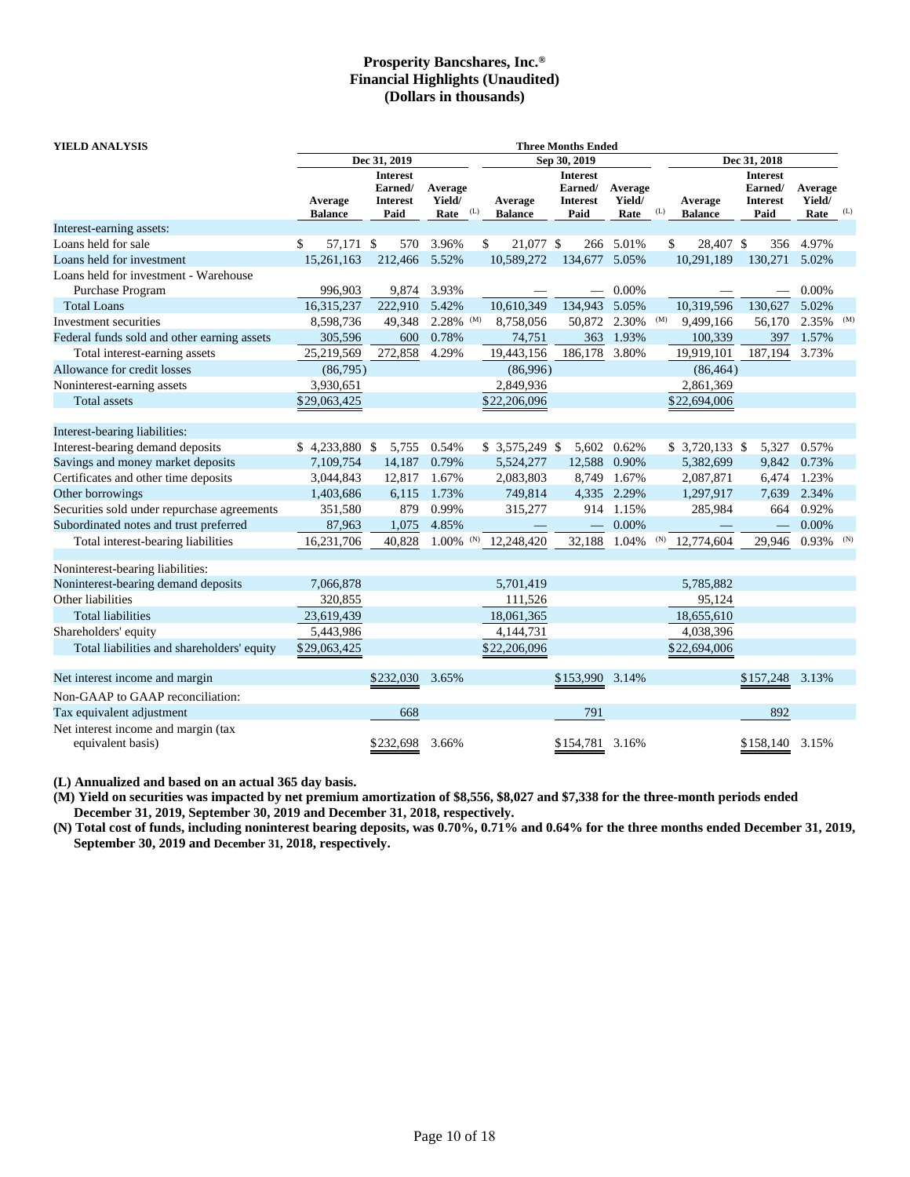# Prosperity Bancshares, Inc.®
## Financial Highlights (Unaudited)
## (Dollars in thousands)

**YIELD ANALYSIS**

| | Three Months Ended | | | | | | | | |
|---|---|---|---|---|---|---|---|---|---|
| | Dec 31, 2019 | | | Sep 30, 2019 | | | Dec 31, 2018 | | |
| | Average Balance | Interest Earned/ Interest Paid | Average Yield/ Rate (L) | Average Balance | Interest Earned/ Interest Paid | Average Yield/ Rate (L) | Average Balance | Interest Earned/ Interest Paid | Average Yield/ Rate (L) |
| Interest-earning assets: | | | | | | | | | |
| Loans held for sale | $ 57,171 | $ 570 | 3.96% | $ 21,077 | $ 266 | 5.01% | $ 28,407 | $ 356 | 4.97% |
| Loans held for investment | 15,261,163 | 212,466 | 5.52% | 10,589,272 | 134,677 | 5.05% | 10,291,189 | 130,271 | 5.02% |
| Loans held for investment - Warehouse Purchase Program | 996,903 | 9,874 | 3.93% | — | — | 0.00% | — | — | 0.00% |
| Total Loans | 16,315,237 | 222,910 | 5.42% | 10,610,349 | 134,943 | 5.05% | 10,319,596 | 130,627 | 5.02% |
| Investment securities | 8,598,736 | 49,348 | 2.28% (M) | 8,758,056 | 50,872 | 2.30% (M) | 9,499,166 | 56,170 | 2.35% (M) |
| Federal funds sold and other earning assets | 305,596 | 600 | 0.78% | 74,751 | 363 | 1.93% | 100,339 | 397 | 1.57% |
| Total interest-earning assets | 25,219,569 | 272,858 | 4.29% | 19,443,156 | 186,178 | 3.80% | 19,919,101 | 187,194 | 3.73% |
| Allowance for credit losses | (86,795) | | | (86,996) | | | (86,464) | | |
| Noninterest-earning assets | 3,930,651 | | | 2,849,936 | | | 2,861,369 | | |
| Total assets | $29,063,425 | | | $22,206,096 | | | $22,694,006 | | |
| | | | | | | | | | |
| Interest-bearing liabilities: | | | | | | | | | |
| Interest-bearing demand deposits | $ 4,233,880 | $ 5,755 | 0.54% | $ 3,575,249 | $ 5,602 | 0.62% | $ 3,720,133 | $ 5,327 | 0.57% |
| Savings and money market deposits | 7,109,754 | 14,187 | 0.79% | 5,524,277 | 12,588 | 0.90% | 5,382,699 | 9,842 | 0.73% |
| Certificates and other time deposits | 3,044,843 | 12,817 | 1.67% | 2,083,803 | 8,749 | 1.67% | 2,087,871 | 6,474 | 1.23% |
| Other borrowings | 1,403,686 | 6,115 | 1.73% | 749,814 | 4,335 | 2.29% | 1,297,917 | 7,639 | 2.34% |
| Securities sold under repurchase agreements | 351,580 | 879 | 0.99% | 315,277 | 914 | 1.15% | 285,984 | 664 | 0.92% |
| Subordinated notes and trust preferred | 87,963 | 1,075 | 4.85% | — | — | 0.00% | — | — | 0.00% |
| Total interest-bearing liabilities | 16,231,706 | 40,828 | 1.00% (N) | 12,248,420 | 32,188 | 1.04% (N) | 12,774,604 | 29,946 | 0.93% (N) |
| | | | | | | | | | |
| Noninterest-bearing liabilities: | | | | | | | | | |
| Noninterest-bearing demand deposits | 7,066,878 | | | 5,701,419 | | | 5,785,882 | | |
| Other liabilities | 320,855 | | | 111,526 | | | 95,124 | | |
| Total liabilities | 23,619,439 | | | 18,061,365 | | | 18,655,610 | | |
| Shareholders' equity | 5,443,986 | | | 4,144,731 | | | 4,038,396 | | |
| Total liabilities and shareholders' equity | $29,063,425 | | | $22,206,096 | | | $22,694,006 | | |
| | | | | | | | | | |
| Net interest income and margin | | $232,030 | 3.65% | | $153,990 | 3.14% | | $157,248 | 3.13% |
| Non-GAAP to GAAP reconciliation: | | | | | | | | | |
| Tax equivalent adjustment | | 668 | | | 791 | | | 892 | |
| Net interest income and margin (tax equivalent basis) | | $232,698 | 3.66% | | $154,781 | 3.16% | | $158,140 | 3.15% |

**(L) Annualized and based on an actual 365 day basis.**

**(M) Yield on securities was impacted by net premium amortization of $8,556, $8,027 and $7,338 for the three-month periods ended December 31, 2019, September 30, 2019 and December 31, 2018, respectively.**

**(N) Total cost of funds, including noninterest bearing deposits, was 0.70%, 0.71% and 0.64% for the three months ended December 31, 2019, September 30, 2019 and December 31, 2018, respectively.**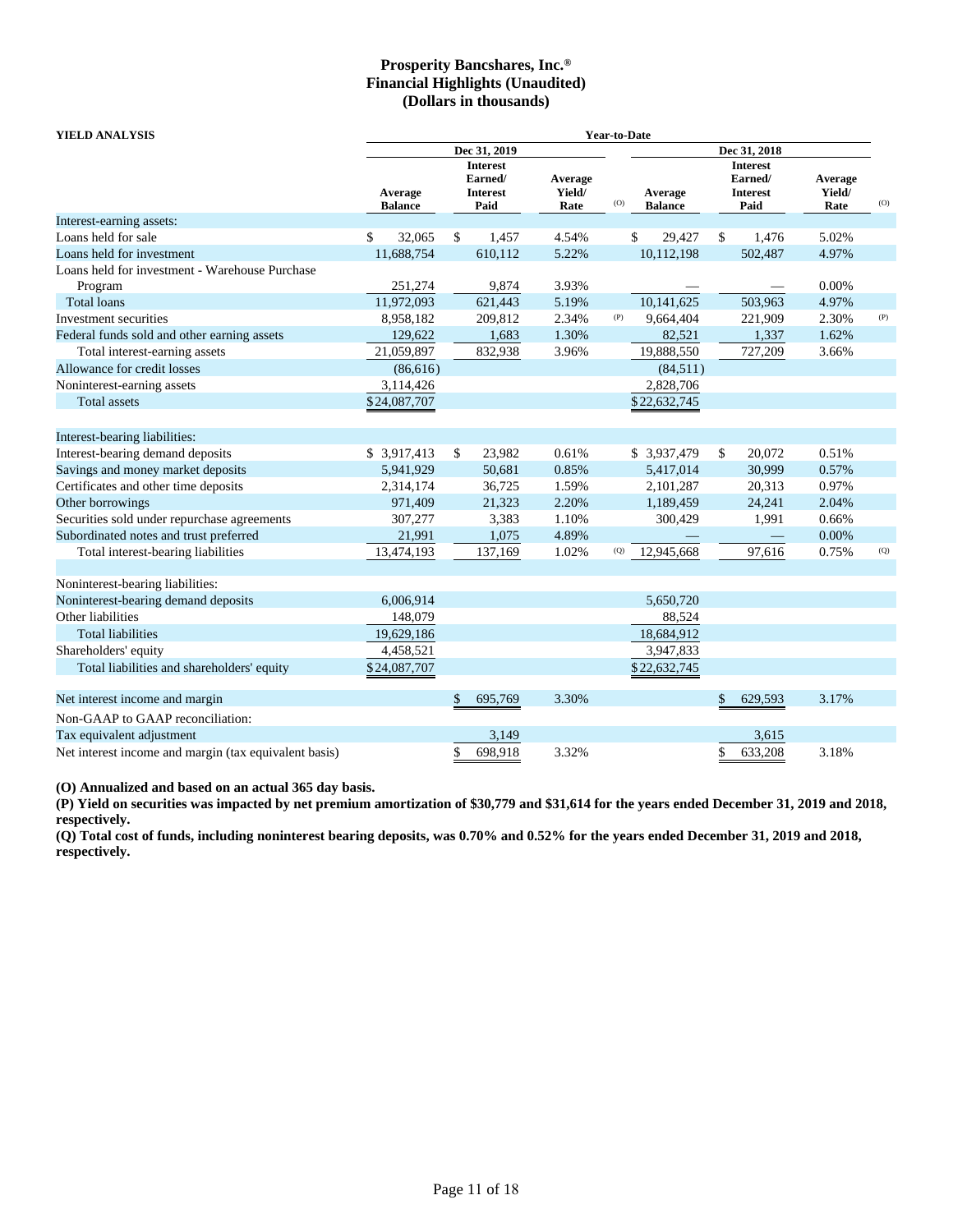# Prosperity Bancshares, Inc.®
## Financial Highlights (Unaudited)
## (Dollars in thousands)

| YIELD ANALYSIS | Year-to-Date | | | | | | | |
|---|---|---|---|---|---|---|---|---|
| | Dec 31, 2019 | | | | Dec 31, 2018 | | | |
| | Average Balance | Interest Earned/ Interest Paid | Average Yield/ Rate | (O) | Average Balance | Interest Earned/ Interest Paid | Average Yield/ Rate | (O) |
| Interest-earning assets: | | | | | | | | |
| Loans held for sale | $ 32,065 | $ 1,457 | 4.54% | | $ 29,427 | $ 1,476 | 5.02% | |
| Loans held for investment | 11,688,754 | 610,112 | 5.22% | | 10,112,198 | 502,487 | 4.97% | |
| Loans held for investment - Warehouse Purchase Program | 251,274 | 9,874 | 3.93% | | — | — | 0.00% | |
| Total loans | 11,972,093 | 621,443 | 5.19% | | 10,141,625 | 503,963 | 4.97% | |
| Investment securities | 8,958,182 | 209,812 | 2.34% | (P) | 9,664,404 | 221,909 | 2.30% | (P) |
| Federal funds sold and other earning assets | 129,622 | 1,683 | 1.30% | | 82,521 | 1,337 | 1.62% | |
| Total interest-earning assets | 21,059,897 | 832,938 | 3.96% | | 19,888,550 | 727,209 | 3.66% | |
| Allowance for credit losses | (86,616) | | | | (84,511) | | | |
| Noninterest-earning assets | 3,114,426 | | | | 2,828,706 | | | |
| Total assets | $24,087,707 | | | | $22,632,745 | | | |
| | | | | | | | | |
| Interest-bearing liabilities: | | | | | | | | |
| Interest-bearing demand deposits | $ 3,917,413 | $ 23,982 | 0.61% | | $ 3,937,479 | $ 20,072 | 0.51% | |
| Savings and money market deposits | 5,941,929 | 50,681 | 0.85% | | 5,417,014 | 30,999 | 0.57% | |
| Certificates and other time deposits | 2,314,174 | 36,725 | 1.59% | | 2,101,287 | 20,313 | 0.97% | |
| Other borrowings | 971,409 | 21,323 | 2.20% | | 1,189,459 | 24,241 | 2.04% | |
| Securities sold under repurchase agreements | 307,277 | 3,383 | 1.10% | | 300,429 | 1,991 | 0.66% | |
| Subordinated notes and trust preferred | 21,991 | 1,075 | 4.89% | | — | — | 0.00% | |
| Total interest-bearing liabilities | 13,474,193 | 137,169 | 1.02% | (Q) | 12,945,668 | 97,616 | 0.75% | (Q) |
| | | | | | | | | |
| Noninterest-bearing liabilities: | | | | | | | | |
| Noninterest-bearing demand deposits | 6,006,914 | | | | 5,650,720 | | | |
| Other liabilities | 148,079 | | | | 88,524 | | | |
| Total liabilities | 19,629,186 | | | | 18,684,912 | | | |
| Shareholders' equity | 4,458,521 | | | | 3,947,833 | | | |
| Total liabilities and shareholders' equity | $24,087,707 | | | | $22,632,745 | | | |
| | | | | | | | | |
| Net interest income and margin | | $ 695,769 | 3.30% | | | $ 629,593 | 3.17% | |
| Non-GAAP to GAAP reconciliation: | | | | | | | | |
| Tax equivalent adjustment | | 3,149 | | | | 3,615 | | |
| Net interest income and margin (tax equivalent basis) | | $ 698,918 | 3.32% | | | $ 633,208 | 3.18% | |

**(O) Annualized and based on an actual 365 day basis.**

**(P) Yield on securities was impacted by net premium amortization of $30,779 and $31,614 for the years ended December 31, 2019 and 2018, respectively.**

**(Q) Total cost of funds, including noninterest bearing deposits, was 0.70% and 0.52% for the years ended December 31, 2019 and 2018, respectively.**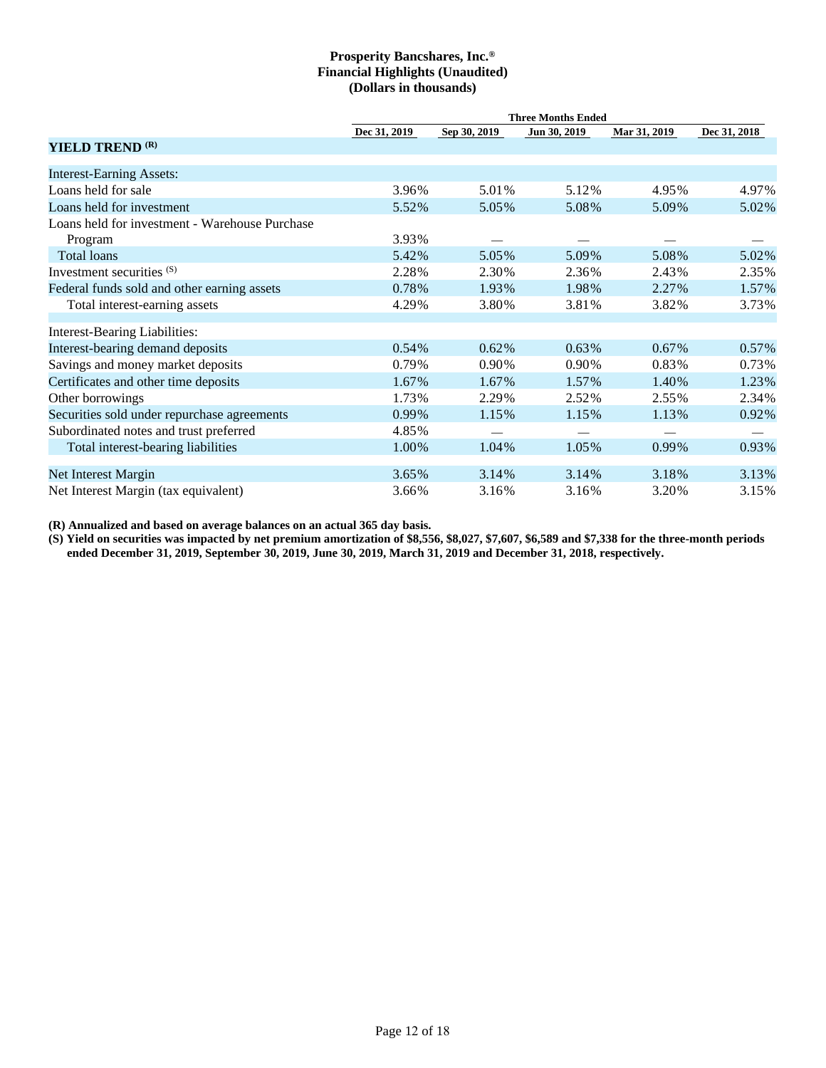**Prosperity Bancshares, Inc.®**
**Financial Highlights (Unaudited)**
**(Dollars in thousands)**

| | Three Months Ended | | | | |
|---|---|---|---|---|---|
| | Dec 31, 2019 | Sep 30, 2019 | Jun 30, 2019 | Mar 31, 2019 | Dec 31, 2018 |
| **YIELD TREND (R)** | | | | | |
| Interest-Earning Assets: | | | | | |
| Loans held for sale | 3.96% | 5.01% | 5.12% | 4.95% | 4.97% |
| Loans held for investment | 5.52% | 5.05% | 5.08% | 5.09% | 5.02% |
| Loans held for investment - Warehouse Purchase Program | 3.93% | — | — | — | — |
| Total loans | 5.42% | 5.05% | 5.09% | 5.08% | 5.02% |
| Investment securities (S) | 2.28% | 2.30% | 2.36% | 2.43% | 2.35% |
| Federal funds sold and other earning assets | 0.78% | 1.93% | 1.98% | 2.27% | 1.57% |
| Total interest-earning assets | 4.29% | 3.80% | 3.81% | 3.82% | 3.73% |
| Interest-Bearing Liabilities: | | | | | |
| Interest-bearing demand deposits | 0.54% | 0.62% | 0.63% | 0.67% | 0.57% |
| Savings and money market deposits | 0.79% | 0.90% | 0.90% | 0.83% | 0.73% |
| Certificates and other time deposits | 1.67% | 1.67% | 1.57% | 1.40% | 1.23% |
| Other borrowings | 1.73% | 2.29% | 2.52% | 2.55% | 2.34% |
| Securities sold under repurchase agreements | 0.99% | 1.15% | 1.15% | 1.13% | 0.92% |
| Subordinated notes and trust preferred | 4.85% | — | — | — | — |
| Total interest-bearing liabilities | 1.00% | 1.04% | 1.05% | 0.99% | 0.93% |
| Net Interest Margin | 3.65% | 3.14% | 3.14% | 3.18% | 3.13% |
| Net Interest Margin (tax equivalent) | 3.66% | 3.16% | 3.16% | 3.20% | 3.15% |

**(R) Annualized and based on average balances on an actual 365 day basis.**

**(S) Yield on securities was impacted by net premium amortization of $8,556, $8,027, $7,607, $6,589 and $7,338 for the three-month periods ended December 31, 2019, September 30, 2019, June 30, 2019, March 31, 2019 and December 31, 2018, respectively.**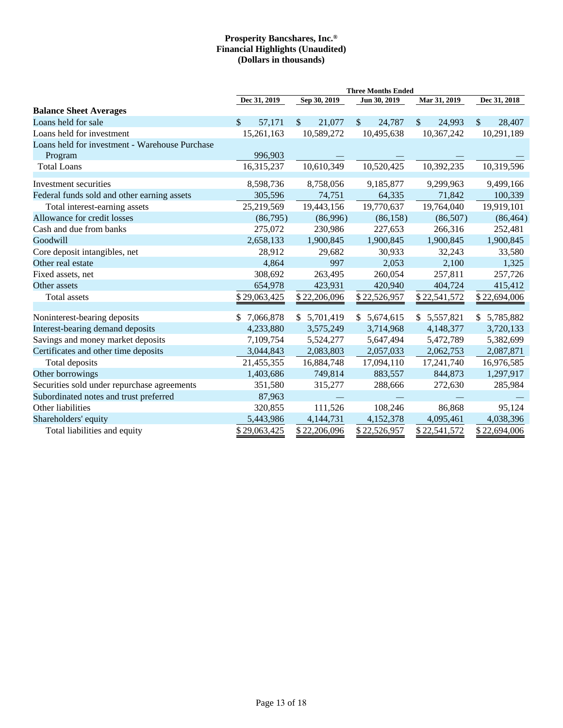**Prosperity Bancshares, Inc.®**
**Financial Highlights (Unaudited)**
**(Dollars in thousands)**

| | Three Months Ended | | | | |
|---|---|---|---|---|---|
| | Dec 31, 2019 | Sep 30, 2019 | Jun 30, 2019 | Mar 31, 2019 | Dec 31, 2018 |
| **Balance Sheet Averages** | | | | | |
| Loans held for sale | $ 57,171 | $ 21,077 | $ 24,787 | $ 24,993 | $ 28,407 |
| Loans held for investment | 15,261,163 | 10,589,272 | 10,495,638 | 10,367,242 | 10,291,189 |
| Loans held for investment - Warehouse Purchase Program | 996,903 | — | — | — | — |
| Total Loans | 16,315,237 | 10,610,349 | 10,520,425 | 10,392,235 | 10,319,596 |
| Investment securities | 8,598,736 | 8,758,056 | 9,185,877 | 9,299,963 | 9,499,166 |
| Federal funds sold and other earning assets | 305,596 | 74,751 | 64,335 | 71,842 | 100,339 |
| Total interest-earning assets | 25,219,569 | 19,443,156 | 19,770,637 | 19,764,040 | 19,919,101 |
| Allowance for credit losses | (86,795) | (86,996) | (86,158) | (86,507) | (86,464) |
| Cash and due from banks | 275,072 | 230,986 | 227,653 | 266,316 | 252,481 |
| Goodwill | 2,658,133 | 1,900,845 | 1,900,845 | 1,900,845 | 1,900,845 |
| Core deposit intangibles, net | 28,912 | 29,682 | 30,933 | 32,243 | 33,580 |
| Other real estate | 4,864 | 997 | 2,053 | 2,100 | 1,325 |
| Fixed assets, net | 308,692 | 263,495 | 260,054 | 257,811 | 257,726 |
| Other assets | 654,978 | 423,931 | 420,940 | 404,724 | 415,412 |
| Total assets | $ 29,063,425 | $ 22,206,096 | $ 22,526,957 | $ 22,541,572 | $ 22,694,006 |
| Noninterest-bearing deposits | $ 7,066,878 | $ 5,701,419 | $ 5,674,615 | $ 5,557,821 | $ 5,785,882 |
| Interest-bearing demand deposits | 4,233,880 | 3,575,249 | 3,714,968 | 4,148,377 | 3,720,133 |
| Savings and money market deposits | 7,109,754 | 5,524,277 | 5,647,494 | 5,472,789 | 5,382,699 |
| Certificates and other time deposits | 3,044,843 | 2,083,803 | 2,057,033 | 2,062,753 | 2,087,871 |
| Total deposits | 21,455,355 | 16,884,748 | 17,094,110 | 17,241,740 | 16,976,585 |
| Other borrowings | 1,403,686 | 749,814 | 883,557 | 844,873 | 1,297,917 |
| Securities sold under repurchase agreements | 351,580 | 315,277 | 288,666 | 272,630 | 285,984 |
| Subordinated notes and trust preferred | 87,963 | — | — | — | — |
| Other liabilities | 320,855 | 111,526 | 108,246 | 86,868 | 95,124 |
| Shareholders' equity | 5,443,986 | 4,144,731 | 4,152,378 | 4,095,461 | 4,038,396 |
| Total liabilities and equity | $ 29,063,425 | $ 22,206,096 | $ 22,526,957 | $ 22,541,572 | $ 22,694,006 |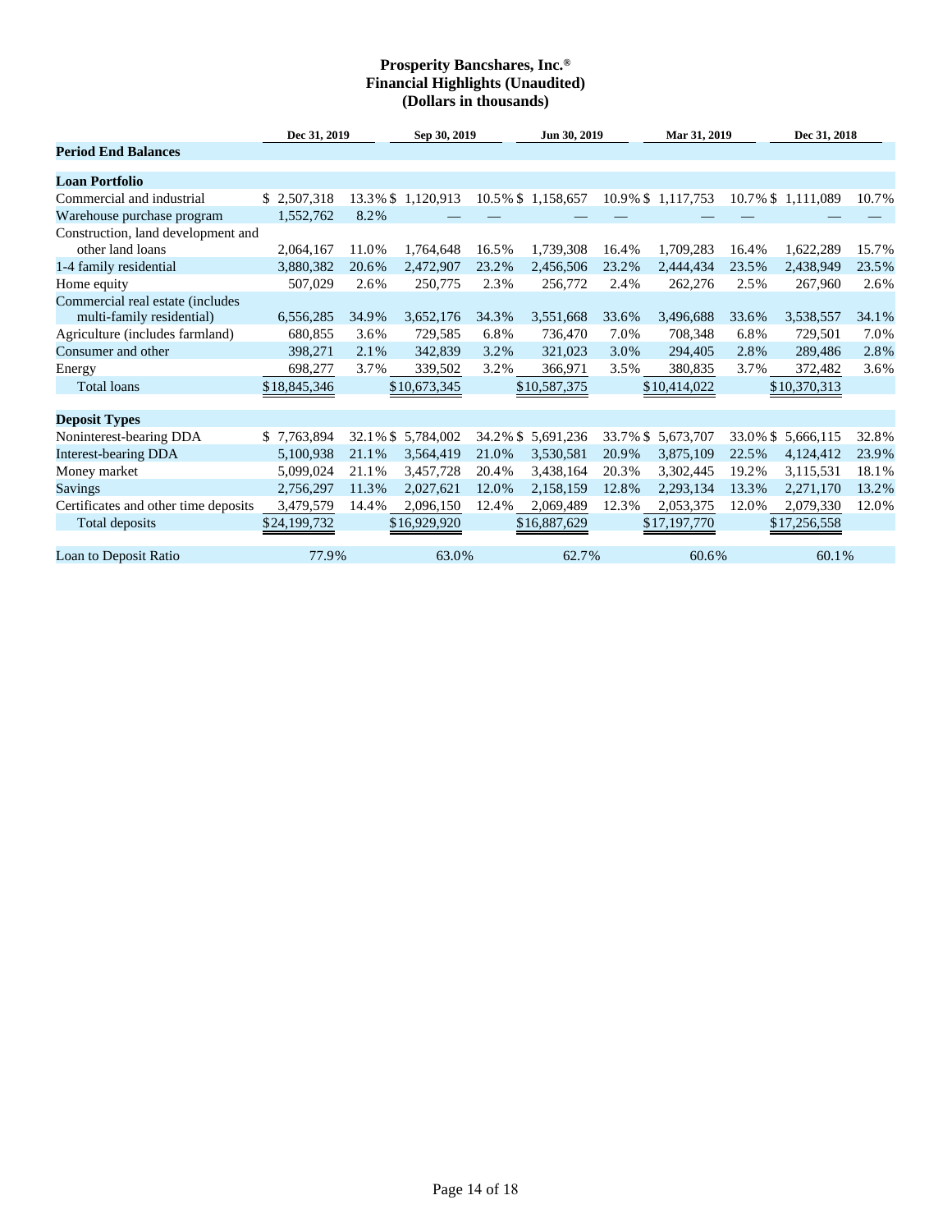**Prosperity Bancshares, Inc.®**
**Financial Highlights (Unaudited)**
**(Dollars in thousands)**

| | Dec 31, 2019 | | Sep 30, 2019 | | Jun 30, 2019 | | Mar 31, 2019 | | Dec 31, 2018 | |
|---|---|---|---|---|---|---|---|---|---|---|
| **Period End Balances** | | | | | | | | | | |
| **Loan Portfolio** | | | | | | | | | | |
| Commercial and industrial | $ 2,507,318 | 13.3% | $ 1,120,913 | 10.5% | $ 1,158,657 | 10.9% | $ 1,117,753 | 10.7% | $ 1,111,089 | 10.7% |
| Warehouse purchase program | 1,552,762 | 8.2% | — | — | — | — | — | — | — | — |
| Construction, land development and other land loans | 2,064,167 | 11.0% | 1,764,648 | 16.5% | 1,739,308 | 16.4% | 1,709,283 | 16.4% | 1,622,289 | 15.7% |
| 1-4 family residential | 3,880,382 | 20.6% | 2,472,907 | 23.2% | 2,456,506 | 23.2% | 2,444,434 | 23.5% | 2,438,949 | 23.5% |
| Home equity | 507,029 | 2.6% | 250,775 | 2.3% | 256,772 | 2.4% | 262,276 | 2.5% | 267,960 | 2.6% |
| Commercial real estate (includes multi-family residential) | 6,556,285 | 34.9% | 3,652,176 | 34.3% | 3,551,668 | 33.6% | 3,496,688 | 33.6% | 3,538,557 | 34.1% |
| Agriculture (includes farmland) | 680,855 | 3.6% | 729,585 | 6.8% | 736,470 | 7.0% | 708,348 | 6.8% | 729,501 | 7.0% |
| Consumer and other | 398,271 | 2.1% | 342,839 | 3.2% | 321,023 | 3.0% | 294,405 | 2.8% | 289,486 | 2.8% |
| Energy | 698,277 | 3.7% | 339,502 | 3.2% | 366,971 | 3.5% | 380,835 | 3.7% | 372,482 | 3.6% |
| Total loans | $18,845,346 | | $10,673,345 | | $10,587,375 | | $10,414,022 | | $10,370,313 | |
| **Deposit Types** | | | | | | | | | | |
| Noninterest-bearing DDA | $ 7,763,894 | 32.1% | $ 5,784,002 | 34.2% | $ 5,691,236 | 33.7% | $ 5,673,707 | 33.0% | $ 5,666,115 | 32.8% |
| Interest-bearing DDA | 5,100,938 | 21.1% | 3,564,419 | 21.0% | 3,530,581 | 20.9% | 3,875,109 | 22.5% | 4,124,412 | 23.9% |
| Money market | 5,099,024 | 21.1% | 3,457,728 | 20.4% | 3,438,164 | 20.3% | 3,302,445 | 19.2% | 3,115,531 | 18.1% |
| Savings | 2,756,297 | 11.3% | 2,027,621 | 12.0% | 2,158,159 | 12.8% | 2,293,134 | 13.3% | 2,271,170 | 13.2% |
| Certificates and other time deposits | 3,479,579 | 14.4% | 2,096,150 | 12.4% | 2,069,489 | 12.3% | 2,053,375 | 12.0% | 2,079,330 | 12.0% |
| Total deposits | $24,199,732 | | $16,929,920 | | $16,887,629 | | $17,197,770 | | $17,256,558 | |
| Loan to Deposit Ratio | 77.9% | | 63.0% | | 62.7% | | 60.6% | | 60.1% | |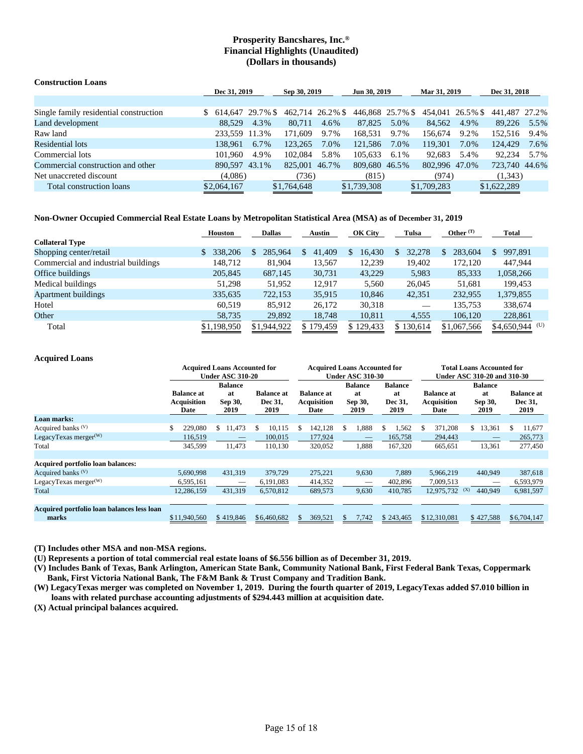# Prosperity Bancshares, Inc.®
## Financial Highlights (Unaudited)
### (Dollars in thousands)

**Construction Loans**

| | Dec 31, 2019 | | Sep 30, 2019 | | Jun 30, 2019 | | Mar 31, 2019 | | Dec 31, 2018 | |
|---|---|---|---|---|---|---|---|---|---|---|
| Single family residential construction | $ 614,647 | 29.7 % | $ 462,714 | 26.2 % | $ 446,868 | 25.7 % | $ 454,041 | 26.5 % | $ 441,487 | 27.2 % |
| Land development | 88,529 | 4.3 % | 80,711 | 4.6 % | 87,825 | 5.0 % | 84,562 | 4.9 % | 89,226 | 5.5 % |
| Raw land | 233,559 | 11.3 % | 171,609 | 9.7 % | 168,531 | 9.7 % | 156,674 | 9.2 % | 152,516 | 9.4 % |
| Residential lots | 138,961 | 6.7 % | 123,265 | 7.0 % | 121,586 | 7.0 % | 119,301 | 7.0 % | 124,429 | 7.6 % |
| Commercial lots | 101,960 | 4.9 % | 102,084 | 5.8 % | 105,633 | 6.1 % | 92,683 | 5.4 % | 92,234 | 5.7 % |
| Commercial construction and other | 890,597 | 43.1 % | 825,001 | 46.7 % | 809,680 | 46.5 % | 802,996 | 47.0 % | 723,740 | 44.6 % |
| Net unaccreted discount | (4,086) | | (736) | | (815) | | (974) | | (1,343) | |
| Total construction loans | $2,064,167 | | $1,764,648 | | $1,739,308 | | $1,709,283 | | $1,622,289 | |

**Non-Owner Occupied Commercial Real Estate Loans by Metropolitan Statistical Area (MSA) as of December 31, 2019**

| | Houston | Dallas | Austin | OK City | Tulsa | Other (T) | Total |
|---|---|---|---|---|---|---|---|
| **Collateral Type** | | | | | | | |
| Shopping center/retail | $ 338,206 | $ 285,964 | $ 41,409 | $ 16,430 | $ 32,278 | $ 283,604 | $ 997,891 |
| Commercial and industrial buildings | 148,712 | 81,904 | 13,567 | 12,239 | 19,402 | 172,120 | 447,944 |
| Office buildings | 205,845 | 687,145 | 30,731 | 43,229 | 5,983 | 85,333 | 1,058,266 |
| Medical buildings | 51,298 | 51,952 | 12,917 | 5,560 | 26,045 | 51,681 | 199,453 |
| Apartment buildings | 335,635 | 722,153 | 35,915 | 10,846 | 42,351 | 232,955 | 1,379,855 |
| Hotel | 60,519 | 85,912 | 26,172 | 30,318 | — | 135,753 | 338,674 |
| Other | 58,735 | 29,892 | 18,748 | 10,811 | 4,555 | 106,120 | 228,861 |
| Total | $1,198,950 | $1,944,922 | $ 179,459 | $ 129,433 | $ 130,614 | $1,067,566 | $4,650,944 (U) |

**Acquired Loans**

| | Acquired Loans Accounted for Under ASC 310-20 | | | Acquired Loans Accounted for Under ASC 310-30 | | | Total Loans Accounted for Under ASC 310-20 and 310-30 | | |
|---|---|---|---|---|---|---|---|---|---|
| | Balance at Acquisition Date | Balance at Sep 30, 2019 | Balance at Dec 31, 2019 | Balance at Acquisition Date | Balance at Sep 30, 2019 | Balance at Dec 31, 2019 | Balance at Acquisition Date | Balance at Sep 30, 2019 | Balance at Dec 31, 2019 |
| **Loan marks:** | | | | | | | | | |
| Acquired banks (V) | $ 229,080 | $ 11,473 | $ 10,115 | $ 142,128 | $ 1,888 | $ 1,562 | $ 371,208 | $ 13,361 | $ 11,677 |
| LegacyTexas merger(W) | 116,519 | — | 100,015 | 177,924 | — | 165,758 | 294,443 | — | 265,773 |
| Total | 345,599 | 11,473 | 110,130 | 320,052 | 1,888 | 167,320 | 665,651 | 13,361 | 277,450 |
| **Acquired portfolio loan balances:** | | | | | | | | | |
| Acquired banks (V) | 5,690,998 | 431,319 | 379,729 | 275,221 | 9,630 | 7,889 | 5,966,219 | 440,949 | 387,618 |
| LegacyTexas merger(W) | 6,595,161 | — | 6,191,083 | 414,352 | — | 402,896 | 7,009,513 | — | 6,593,979 |
| Total | 12,286,159 | 431,319 | 6,570,812 | 689,573 | 9,630 | 410,785 | 12,975,732 (X) | 440,949 | 6,981,597 |
| **Acquired portfolio loan balances less loan marks** | $11,940,560 | $ 419,846 | $6,460,682 | $ 369,521 | $ 7,742 | $ 243,465 | $12,310,081 | $ 427,588 | $6,704,147 |

**(T) Includes other MSA and non-MSA regions.**

**(U) Represents a portion of total commercial real estate loans of $6.556 billion as of December 31, 2019.**

**(V) Includes Bank of Texas, Bank Arlington, American State Bank, Community National Bank, First Federal Bank Texas, Coppermark Bank, First Victoria National Bank, The F&M Bank & Trust Company and Tradition Bank.**

**(W) LegacyTexas merger was completed on November 1, 2019. During the fourth quarter of 2019, LegacyTexas added $7.010 billion in loans with related purchase accounting adjustments of $294.443 million at acquisition date.**

**(X) Actual principal balances acquired.**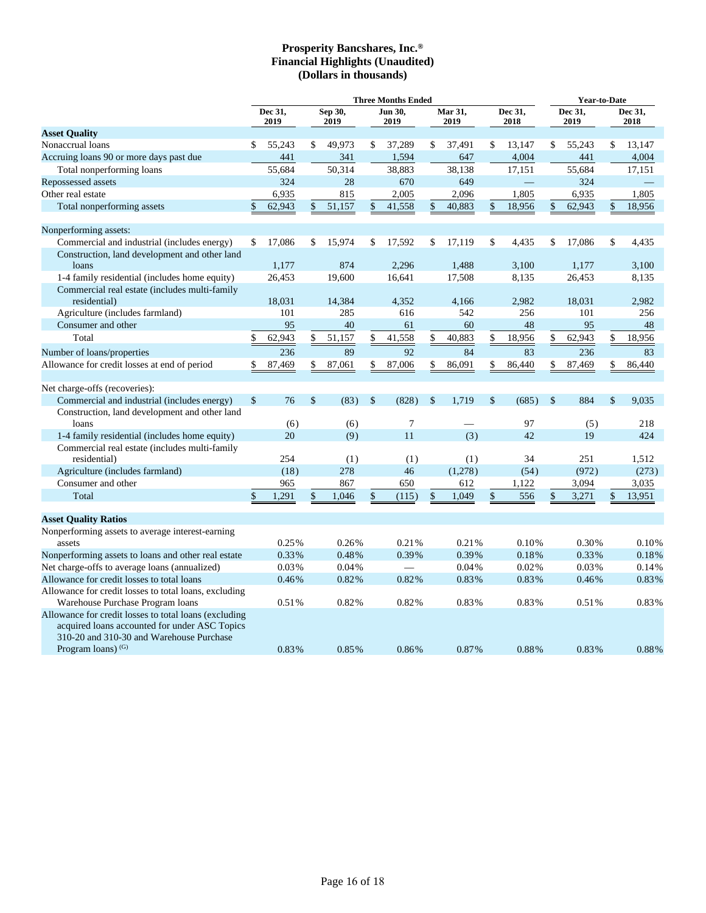# Prosperity Bancshares, Inc.®
# Financial Highlights (Unaudited)
# (Dollars in thousands)

| | Three Months Ended | | | | | Year-to-Date | |
|---|---|---|---|---|---|---|---|
| | Dec 31, 2019 | Sep 30, 2019 | Jun 30, 2019 | Mar 31, 2019 | Dec 31, 2018 | Dec 31, 2019 | Dec 31, 2018 |
| **Asset Quality** | | | | | | | |
| Nonaccrual loans | $ 55,243 | $ 49,973 | $ 37,289 | $ 37,491 | $ 13,147 | $ 55,243 | $ 13,147 |
| Accruing loans 90 or more days past due | 441 | 341 | 1,594 | 647 | 4,004 | 441 | 4,004 |
| Total nonperforming loans | 55,684 | 50,314 | 38,883 | 38,138 | 17,151 | 55,684 | 17,151 |
| Repossessed assets | 324 | 28 | 670 | 649 | — | 324 | — |
| Other real estate | 6,935 | 815 | 2,005 | 2,096 | 1,805 | 6,935 | 1,805 |
| Total nonperforming assets | $ 62,943 | $ 51,157 | $ 41,558 | $ 40,883 | $ 18,956 | $ 62,943 | $ 18,956 |
| | | | | | | | |
| Nonperforming assets: | | | | | | | |
| Commercial and industrial (includes energy) | $ 17,086 | $ 15,974 | $ 17,592 | $ 17,119 | $ 4,435 | $ 17,086 | $ 4,435 |
| Construction, land development and other land loans | 1,177 | 874 | 2,296 | 1,488 | 3,100 | 1,177 | 3,100 |
| 1-4 family residential (includes home equity) | 26,453 | 19,600 | 16,641 | 17,508 | 8,135 | 26,453 | 8,135 |
| Commercial real estate (includes multi-family residential) | 18,031 | 14,384 | 4,352 | 4,166 | 2,982 | 18,031 | 2,982 |
| Agriculture (includes farmland) | 101 | 285 | 616 | 542 | 256 | 101 | 256 |
| Consumer and other | 95 | 40 | 61 | 60 | 48 | 95 | 48 |
| Total | $ 62,943 | $ 51,157 | $ 41,558 | $ 40,883 | $ 18,956 | $ 62,943 | $ 18,956 |
| Number of loans/properties | 236 | 89 | 92 | 84 | 83 | 236 | 83 |
| Allowance for credit losses at end of period | $ 87,469 | $ 87,061 | $ 87,006 | $ 86,091 | $ 86,440 | $ 87,469 | $ 86,440 |
| | | | | | | | |
| Net charge-offs (recoveries): | | | | | | | |
| Commercial and industrial (includes energy) | $ 76 | $ (83) | $ (828) | $ 1,719 | $ (685) | $ 884 | $ 9,035 |
| Construction, land development and other land loans | (6) | (6) | 7 | — | 97 | (5) | 218 |
| 1-4 family residential (includes home equity) | 20 | (9) | 11 | (3) | 42 | 19 | 424 |
| Commercial real estate (includes multi-family residential) | 254 | (1) | (1) | (1) | 34 | 251 | 1,512 |
| Agriculture (includes farmland) | (18) | 278 | 46 | (1,278) | (54) | (972) | (273) |
| Consumer and other | 965 | 867 | 650 | 612 | 1,122 | 3,094 | 3,035 |
| Total | $ 1,291 | $ 1,046 | $ (115) | $ 1,049 | $ 556 | $ 3,271 | $ 13,951 |
| | | | | | | | |
| **Asset Quality Ratios** | | | | | | | |
| Nonperforming assets to average interest-earning assets | 0.25% | 0.26% | 0.21% | 0.21% | 0.10% | 0.30% | 0.10% |
| Nonperforming assets to loans and other real estate | 0.33% | 0.48% | 0.39% | 0.39% | 0.18% | 0.33% | 0.18% |
| Net charge-offs to average loans (annualized) | 0.03% | 0.04% | — | 0.04% | 0.02% | 0.03% | 0.14% |
| Allowance for credit losses to total loans | 0.46% | 0.82% | 0.82% | 0.83% | 0.83% | 0.46% | 0.83% |
| Allowance for credit losses to total loans, excluding Warehouse Purchase Program loans | 0.51% | 0.82% | 0.82% | 0.83% | 0.83% | 0.51% | 0.83% |
| Allowance for credit losses to total loans (excluding acquired loans accounted for under ASC Topics 310-20 and 310-30 and Warehouse Purchase Program loans) (G) | 0.83% | 0.85% | 0.86% | 0.87% | 0.88% | 0.83% | 0.88% |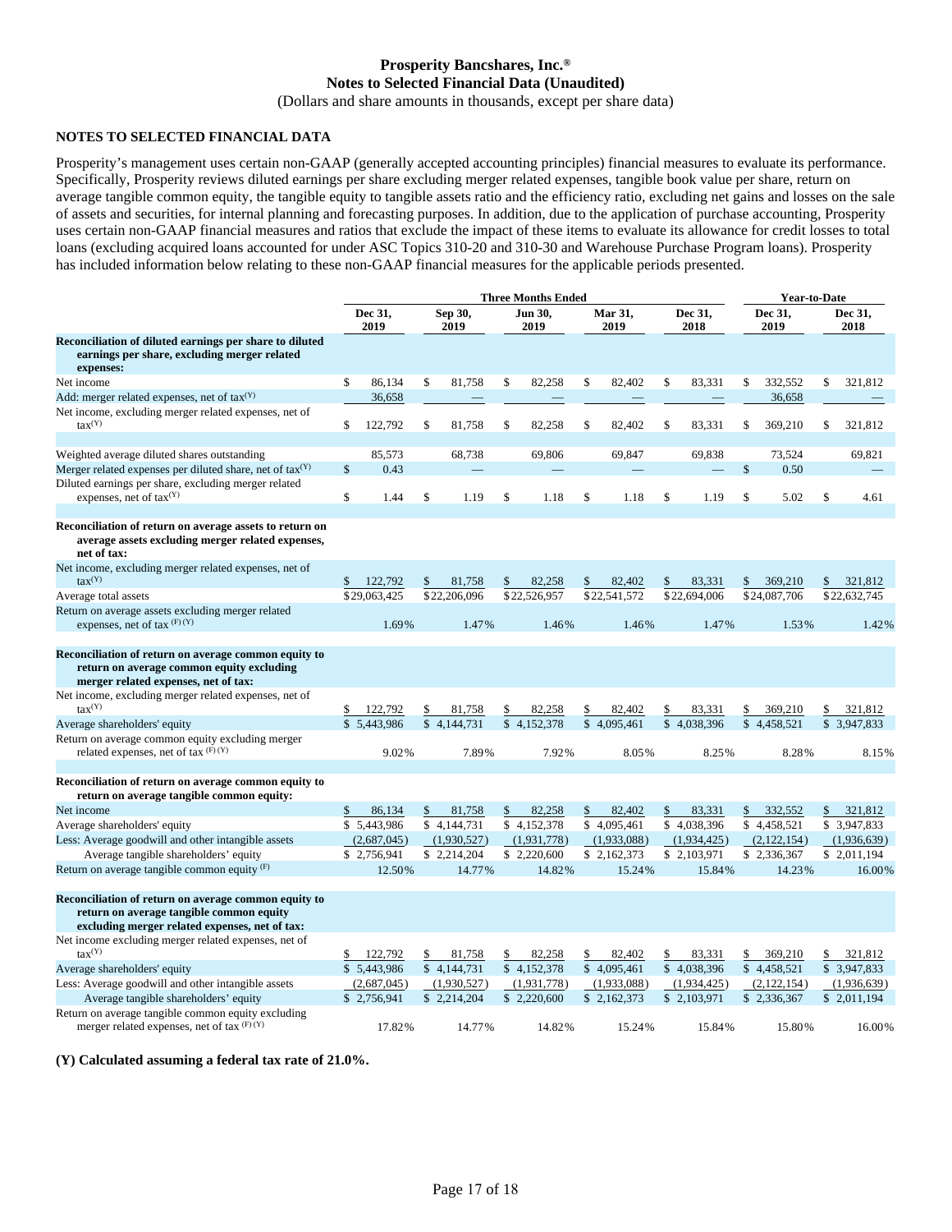# Prosperity Bancshares, Inc.®
## Notes to Selected Financial Data (Unaudited)
(Dollars and share amounts in thousands, except per share data)

### NOTES TO SELECTED FINANCIAL DATA

Prosperity's management uses certain non-GAAP (generally accepted accounting principles) financial measures to evaluate its performance. Specifically, Prosperity reviews diluted earnings per share excluding merger related expenses, tangible book value per share, return on average tangible common equity, the tangible equity to tangible assets ratio and the efficiency ratio, excluding net gains and losses on the sale of assets and securities, for internal planning and forecasting purposes. In addition, due to the application of purchase accounting, Prosperity uses certain non-GAAP financial measures and ratios that exclude the impact of these items to evaluate its allowance for credit losses to total loans (excluding acquired loans accounted for under ASC Topics 310-20 and 310-30 and Warehouse Purchase Program loans). Prosperity has included information below relating to these non-GAAP financial measures for the applicable periods presented.

| | Three Months Ended | | | | | Year-to-Date | |
|---|---|---|---|---|---|---|---|
| | Dec 31, 2019 | Sep 30, 2019 | Jun 30, 2019 | Mar 31, 2019 | Dec 31, 2018 | Dec 31, 2019 | Dec 31, 2018 |
| **Reconciliation of diluted earnings per share to diluted earnings per share, excluding merger related expenses:** | | | | | | | |
| Net income | $ 86,134 | $ 81,758 | $ 82,258 | $ 82,402 | $ 83,331 | $ 332,552 | $ 321,812 |
| Add: merger related expenses, net of tax(Y) | 36,658 | — | — | — | — | 36,658 | — |
| Net income, excluding merger related expenses, net of tax(Y) | $ 122,792 | $ 81,758 | $ 82,258 | $ 82,402 | $ 83,331 | $ 369,210 | $ 321,812 |
| | | | | | | | |
| Weighted average diluted shares outstanding | 85,573 | 68,738 | 69,806 | 69,847 | 69,838 | 73,524 | 69,821 |
| Merger related expenses per diluted share, net of tax(Y) | $ 0.43 | — | — | — | — | $ 0.50 | — |
| Diluted earnings per share, excluding merger related expenses, net of tax(Y) | $ 1.44 | $ 1.19 | $ 1.18 | $ 1.18 | $ 1.19 | $ 5.02 | $ 4.61 |
| | | | | | | | |
| **Reconciliation of return on average assets to return on average assets excluding merger related expenses, net of tax:** | | | | | | | |
| Net income, excluding merger related expenses, net of tax(Y) | $ 122,792 | $ 81,758 | $ 82,258 | $ 82,402 | $ 83,331 | $ 369,210 | $ 321,812 |
| Average total assets | $29,063,425 | $22,206,096 | $22,526,957 | $22,541,572 | $22,694,006 | $24,087,706 | $22,632,745 |
| Return on average assets excluding merger related expenses, net of tax (F) (Y) | 1.69% | 1.47% | 1.46% | 1.46% | 1.47% | 1.53% | 1.42% |
| | | | | | | | |
| **Reconciliation of return on average common equity to return on average common equity excluding merger related expenses, net of tax:** | | | | | | | |
| Net income, excluding merger related expenses, net of tax(Y) | $ 122,792 | $ 81,758 | $ 82,258 | $ 82,402 | $ 83,331 | $ 369,210 | $ 321,812 |
| Average shareholders' equity | $ 5,443,986 | $ 4,144,731 | $ 4,152,378 | $ 4,095,461 | $ 4,038,396 | $ 4,458,521 | $ 3,947,833 |
| Return on average common equity excluding merger related expenses, net of tax (F) (Y) | 9.02% | 7.89% | 7.92% | 8.05% | 8.25% | 8.28% | 8.15% |
| | | | | | | | |
| **Reconciliation of return on average common equity to return on average tangible common equity:** | | | | | | | |
| Net income | $ 86,134 | $ 81,758 | $ 82,258 | $ 82,402 | $ 83,331 | $ 332,552 | $ 321,812 |
| Average shareholders' equity | $ 5,443,986 | $ 4,144,731 | $ 4,152,378 | $ 4,095,461 | $ 4,038,396 | $ 4,458,521 | $ 3,947,833 |
| Less: Average goodwill and other intangible assets | (2,687,045) | (1,930,527) | (1,931,778) | (1,933,088) | (1,934,425) | (2,122,154) | (1,936,639) |
| Average tangible shareholders' equity | $ 2,756,941 | $ 2,214,204 | $ 2,220,600 | $ 2,162,373 | $ 2,103,971 | $ 2,336,367 | $ 2,011,194 |
| Return on average tangible common equity (F) | 12.50% | 14.77% | 14.82% | 15.24% | 15.84% | 14.23% | 16.00% |
| | | | | | | | |
| **Reconciliation of return on average common equity to return on average tangible common equity excluding merger related expenses, net of tax:** | | | | | | | |
| Net income excluding merger related expenses, net of tax(Y) | $ 122,792 | $ 81,758 | $ 82,258 | $ 82,402 | $ 83,331 | $ 369,210 | $ 321,812 |
| Average shareholders' equity | $ 5,443,986 | $ 4,144,731 | $ 4,152,378 | $ 4,095,461 | $ 4,038,396 | $ 4,458,521 | $ 3,947,833 |
| Less: Average goodwill and other intangible assets | (2,687,045) | (1,930,527) | (1,931,778) | (1,933,088) | (1,934,425) | (2,122,154) | (1,936,639) |
| Average tangible shareholders' equity | $ 2,756,941 | $ 2,214,204 | $ 2,220,600 | $ 2,162,373 | $ 2,103,971 | $ 2,336,367 | $ 2,011,194 |
| Return on average tangible common equity excluding merger related expenses, net of tax (F) (Y) | 17.82% | 14.77% | 14.82% | 15.24% | 15.84% | 15.80% | 16.00% |

**(Y) Calculated assuming a federal tax rate of 21.0%.**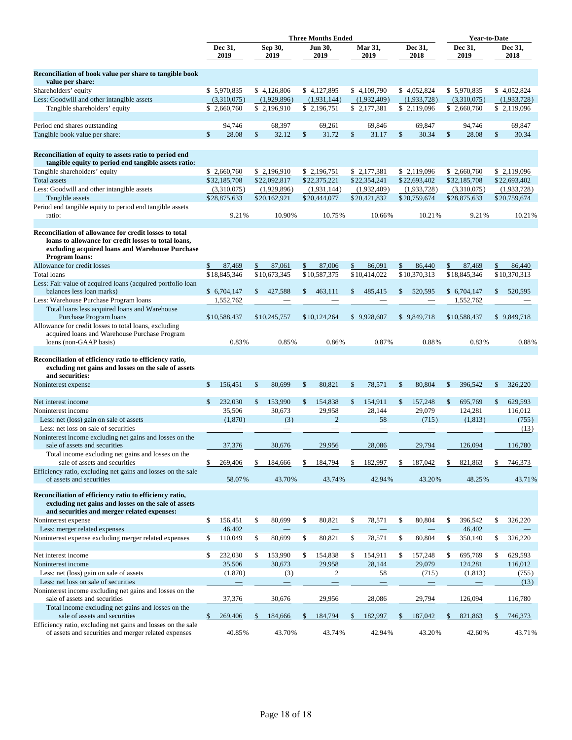| | Three Months Ended | | | | | Year-to-Date | |
|---|---|---|---|---|---|---|---|
| | Dec 31, 2019 | Sep 30, 2019 | Jun 30, 2019 | Mar 31, 2019 | Dec 31, 2018 | Dec 31, 2019 | Dec 31, 2018 |
| **Reconciliation of book value per share to tangible book value per share:** | | | | | | | |
| Shareholders' equity | $ 5,970,835 | $ 4,126,806 | $ 4,127,895 | $ 4,109,790 | $ 4,052,824 | $ 5,970,835 | $ 4,052,824 |
| Less: Goodwill and other intangible assets | (3,310,075) | (1,929,896) | (1,931,144) | (1,932,409) | (1,933,728) | (3,310,075) | (1,933,728) |
| Tangible shareholders' equity | $ 2,660,760 | $ 2,196,910 | $ 2,196,751 | $ 2,177,381 | $ 2,119,096 | $ 2,660,760 | $ 2,119,096 |
| Period end shares outstanding | 94,746 | 68,397 | 69,261 | 69,846 | 69,847 | 94,746 | 69,847 |
| Tangible book value per share: | $ 28.08 | $ 32.12 | $ 31.72 | $ 31.17 | $ 30.34 | $ 28.08 | $ 30.34 |
| **Reconciliation of equity to assets ratio to period end tangible equity to period end tangible assets ratio:** | | | | | | | |
| Tangible shareholders' equity | $ 2,660,760 | $ 2,196,910 | $ 2,196,751 | $ 2,177,381 | $ 2,119,096 | $ 2,660,760 | $ 2,119,096 |
| Total assets | $32,185,708 | $22,092,817 | $22,375,221 | $22,354,241 | $22,693,402 | $32,185,708 | $22,693,402 |
| Less: Goodwill and other intangible assets | (3,310,075) | (1,929,896) | (1,931,144) | (1,932,409) | (1,933,728) | (3,310,075) | (1,933,728) |
| Tangible assets | $28,875,633 | $20,162,921 | $20,444,077 | $20,421,832 | $20,759,674 | $28,875,633 | $20,759,674 |
| Period end tangible equity to period end tangible assets ratio: | 9.21% | 10.90% | 10.75% | 10.66% | 10.21% | 9.21% | 10.21% |
| **Reconciliation of allowance for credit losses to total loans to allowance for credit losses to total loans, excluding acquired loans and Warehouse Purchase Program loans:** | | | | | | | |
| Allowance for credit losses | $ 87,469 | $ 87,061 | $ 87,006 | $ 86,091 | $ 86,440 | $ 87,469 | $ 86,440 |
| Total loans | $18,845,346 | $10,673,345 | $10,587,375 | $10,414,022 | $10,370,313 | $18,845,346 | $10,370,313 |
| Less: Fair value of acquired loans (acquired portfolio loan balances less loan marks) | $ 6,704,147 | $ 427,588 | $ 463,111 | $ 485,415 | $ 520,595 | $ 6,704,147 | $ 520,595 |
| Less: Warehouse Purchase Program loans | 1,552,762 | — | — | — | — | 1,552,762 | — |
| Total loans less acquired loans and Warehouse Purchase Program loans | $10,588,437 | $10,245,757 | $10,124,264 | $ 9,928,607 | $ 9,849,718 | $10,588,437 | $ 9,849,718 |
| Allowance for credit losses to total loans, excluding acquired loans and Warehouse Purchase Program loans (non-GAAP basis) | 0.83% | 0.85% | 0.86% | 0.87% | 0.88% | 0.83% | 0.88% |
| **Reconciliation of efficiency ratio to efficiency ratio, excluding net gains and losses on the sale of assets and securities:** | | | | | | | |
| Noninterest expense | $ 156,451 | $ 80,699 | $ 80,821 | $ 78,571 | $ 80,804 | $ 396,542 | $ 326,220 |
| Net interest income | $ 232,030 | $ 153,990 | $ 154,838 | $ 154,911 | $ 157,248 | $ 695,769 | $ 629,593 |
| Noninterest income | 35,506 | 30,673 | 29,958 | 28,144 | 29,079 | 124,281 | 116,012 |
| Less: net (loss) gain on sale of assets | (1,870) | (3) | 2 | 58 | (715) | (1,813) | (755) |
| Less: net loss on sale of securities | — | — | — | — | — | — | (13) |
| Noninterest income excluding net gains and losses on the sale of assets and securities | 37,376 | 30,676 | 29,956 | 28,086 | 29,794 | 126,094 | 116,780 |
| Total income excluding net gains and losses on the sale of assets and securities | $ 269,406 | $ 184,666 | $ 184,794 | $ 182,997 | $ 187,042 | $ 821,863 | $ 746,373 |
| Efficiency ratio, excluding net gains and losses on the sale of assets and securities | 58.07% | 43.70% | 43.74% | 42.94% | 43.20% | 48.25% | 43.71% |
| **Reconciliation of efficiency ratio to efficiency ratio, excluding net gains and losses on the sale of assets and securities and merger related expenses:** | | | | | | | |
| Noninterest expense | $ 156,451 | $ 80,699 | $ 80,821 | $ 78,571 | $ 80,804 | $ 396,542 | $ 326,220 |
| Less: merger related expenses | 46,402 | — | — | — | — | 46,402 | — |
| Noninterest expense excluding merger related expenses | $ 110,049 | $ 80,699 | $ 80,821 | $ 78,571 | $ 80,804 | $ 350,140 | $ 326,220 |
| Net interest income | $ 232,030 | $ 153,990 | $ 154,838 | $ 154,911 | $ 157,248 | $ 695,769 | $ 629,593 |
| Noninterest income | 35,506 | 30,673 | 29,958 | 28,144 | 29,079 | 124,281 | 116,012 |
| Less: net (loss) gain on sale of assets | (1,870) | (3) | 2 | 58 | (715) | (1,813) | (755) |
| Less: net loss on sale of securities | — | — | — | — | — | — | (13) |
| Noninterest income excluding net gains and losses on the sale of assets and securities | 37,376 | 30,676 | 29,956 | 28,086 | 29,794 | 126,094 | 116,780 |
| Total income excluding net gains and losses on the sale of assets and securities | $ 269,406 | $ 184,666 | $ 184,794 | $ 182,997 | $ 187,042 | $ 821,863 | $ 746,373 |
| Efficiency ratio, excluding net gains and losses on the sale of assets and securities and merger related expenses | 40.85% | 43.70% | 43.74% | 42.94% | 43.20% | 42.60% | 43.71% |